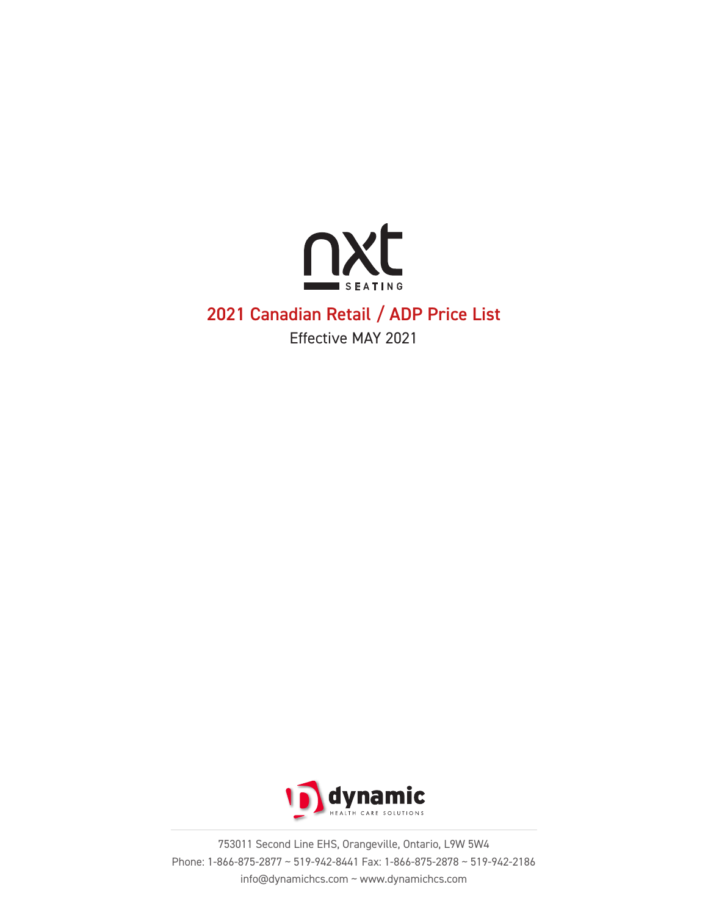# nxt SEATING

## 2021 Canadian Retail / ADP Price List

Effective MAY 2021

dynamic
HEALTH CARE SOLUTIONS

753011 Second Line EHS, Orangeville, Ontario, L9W 5W4
Phone: 1-866-875-2877 ~ 519-942-8441 Fax: 1-866-875-2878 ~ 519-942-2186
info@dynamichcs.com ~ www.dynamichcs.com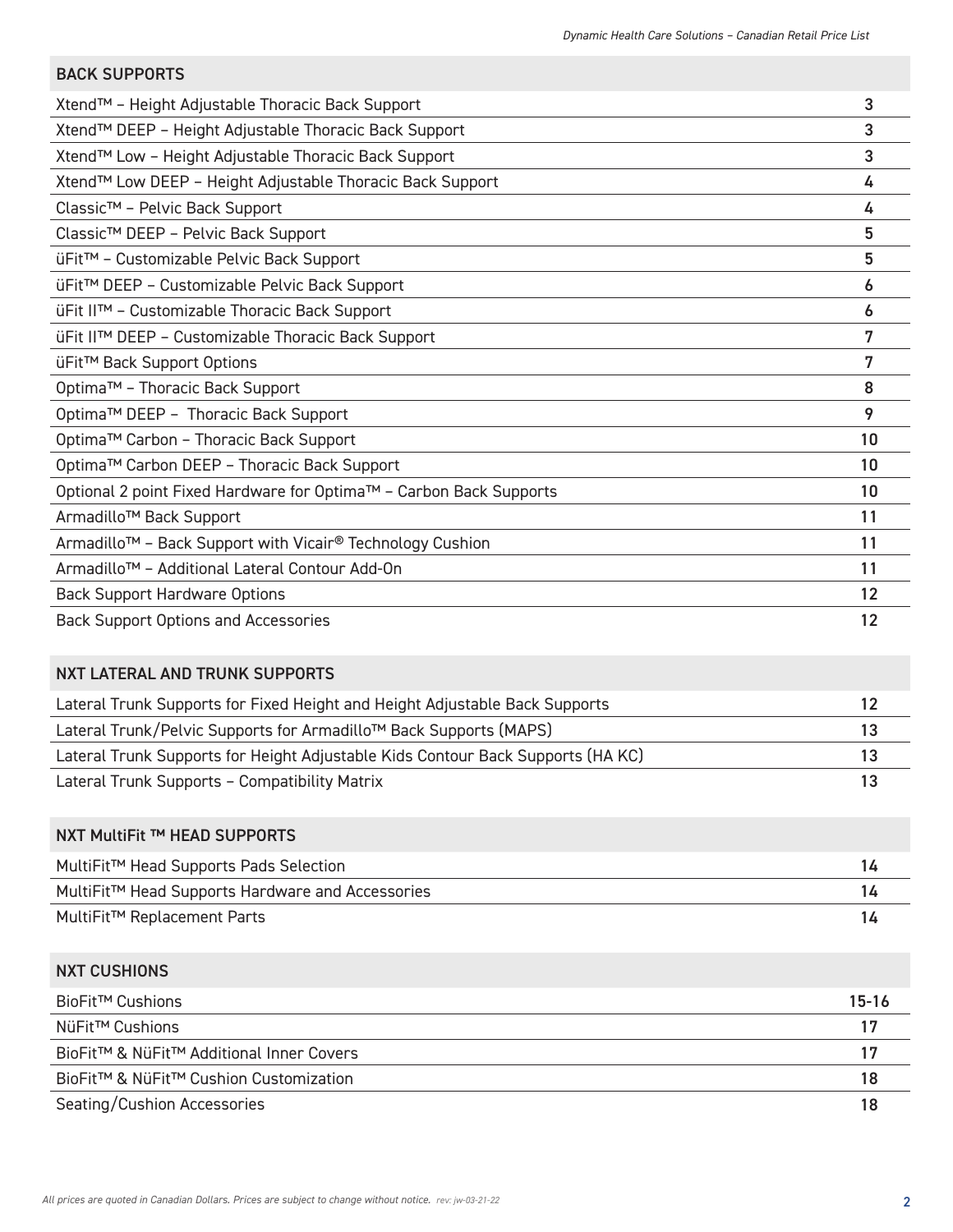## BACK SUPPORTS

| | |
|---|---|
| Xtend™ – Height Adjustable Thoracic Back Support | 3 |
| Xtend™ DEEP – Height Adjustable Thoracic Back Support | 3 |
| Xtend™ Low – Height Adjustable Thoracic Back Support | 3 |
| Xtend™ Low DEEP – Height Adjustable Thoracic Back Support | 4 |
| Classic™ – Pelvic Back Support | 4 |
| Classic™ DEEP – Pelvic Back Support | 5 |
| üFit™ – Customizable Pelvic Back Support | 5 |
| üFit™ DEEP – Customizable Pelvic Back Support | 6 |
| üFit II™ – Customizable Thoracic Back Support | 6 |
| üFit II™ DEEP – Customizable Thoracic Back Support | 7 |
| üFit™ Back Support Options | 7 |
| Optima™ – Thoracic Back Support | 8 |
| Optima™ DEEP – Thoracic Back Support | 9 |
| Optima™ Carbon – Thoracic Back Support | 10 |
| Optima™ Carbon DEEP – Thoracic Back Support | 10 |
| Optional 2 point Fixed Hardware for Optima™ – Carbon Back Supports | 10 |
| Armadillo™ Back Support | 11 |
| Armadillo™ – Back Support with Vicair® Technology Cushion | 11 |
| Armadillo™ – Additional Lateral Contour Add-On | 11 |
| Back Support Hardware Options | 12 |
| Back Support Options and Accessories | 12 |

## NXT LATERAL AND TRUNK SUPPORTS

| | |
|---|---|
| Lateral Trunk Supports for Fixed Height and Height Adjustable Back Supports | 12 |
| Lateral Trunk/Pelvic Supports for Armadillo™ Back Supports (MAPS) | 13 |
| Lateral Trunk Supports for Height Adjustable Kids Contour Back Supports (HA KC) | 13 |
| Lateral Trunk Supports – Compatibility Matrix | 13 |

## NXT MultiFit ™ HEAD SUPPORTS

| | |
|---|---|
| MultiFit™ Head Supports Pads Selection | 14 |
| MultiFit™ Head Supports Hardware and Accessories | 14 |
| MultiFit™ Replacement Parts | 14 |

## NXT CUSHIONS

| | |
|---|---|
| BioFit™ Cushions | 15-16 |
| NüFit™ Cushions | 17 |
| BioFit™ & NüFit™ Additional Inner Covers | 17 |
| BioFit™ & NüFit™ Cushion Customization | 18 |
| Seating/Cushion Accessories | 18 |

*All prices are quoted in Canadian Dollars. Prices are subject to change without notice.* *rev: jw-03-21-22*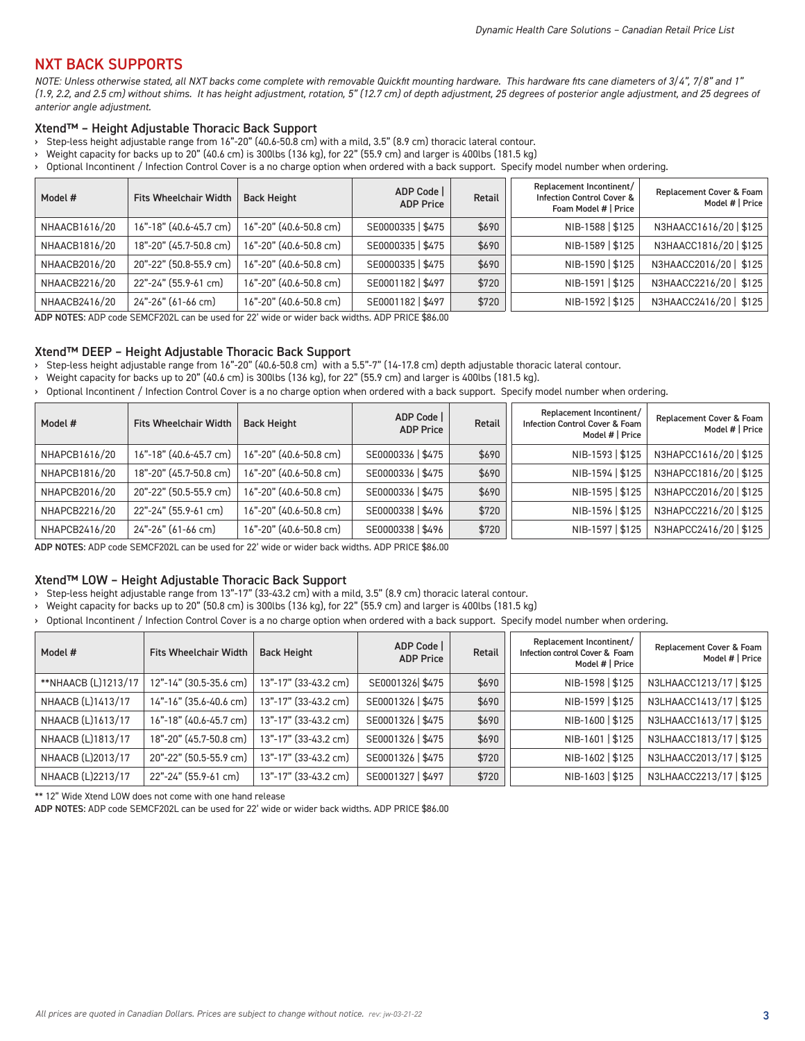## NXT BACK SUPPORTS

*NOTE: Unless otherwise stated, all NXT backs come complete with removable Quickfit mounting hardware. This hardware fits cane diameters of 3/4", 7/8" and 1" (1.9, 2.2, and 2.5 cm) without shims. It has height adjustment, rotation, 5" (12.7 cm) of depth adjustment, 25 degrees of posterior angle adjustment, and 25 degrees of anterior angle adjustment.*

### Xtend™ – Height Adjustable Thoracic Back Support

- Step-less height adjustable range from 16"-20" (40.6-50.8 cm) with a mild, 3.5" (8.9 cm) thoracic lateral contour.
- Weight capacity for backs up to 20" (40.6 cm) is 300lbs (136 kg), for 22" (55.9 cm) and larger is 400lbs (181.5 kg)
- Optional Incontinent / Infection Control Cover is a no charge option when ordered with a back support. Specify model number when ordering.

| Model # | Fits Wheelchair Width | Back Height | ADP Code \| ADP Price | Retail | Replacement Incontinent/ Infection Control Cover & Foam Model # \| Price | Replacement Cover & Foam Model # \| Price |
|---|---|---|---|---|---|---|
| NHAACB1616/20 | 16"-18" (40.6-45.7 cm) | 16"-20" (40.6-50.8 cm) | SE0000335 \| $475 | $690 | NIB-1588 \| $125 | N3HAACC1616/20 \| $125 |
| NHAACB1816/20 | 18"-20" (45.7-50.8 cm) | 16"-20" (40.6-50.8 cm) | SE0000335 \| $475 | $690 | NIB-1589 \| $125 | N3HAACC1816/20 \| $125 |
| NHAACB2016/20 | 20"-22" (50.8-55.9 cm) | 16"-20" (40.6-50.8 cm) | SE0000335 \| $475 | $690 | NIB-1590 \| $125 | N3HAACC2016/20 \| $125 |
| NHAACB2216/20 | 22"-24" (55.9-61 cm) | 16"-20" (40.6-50.8 cm) | SE0001182 \| $497 | $720 | NIB-1591 \| $125 | N3HAACC2216/20 \| $125 |
| NHAACB2416/20 | 24"-26" (61-66 cm) | 16"-20" (40.6-50.8 cm) | SE0001182 \| $497 | $720 | NIB-1592 \| $125 | N3HAACC2416/20 \| $125 |

**ADP NOTES**: ADP code SEMCF202L can be used for 22' wide or wider back widths. ADP PRICE $86.00

### Xtend™ DEEP – Height Adjustable Thoracic Back Support

- Step-less height adjustable range from 16"-20" (40.6-50.8 cm) with a 5.5"-7" (14-17.8 cm) depth adjustable thoracic lateral contour.
- Weight capacity for backs up to 20" (40.6 cm) is 300lbs (136 kg), for 22" (55.9 cm) and larger is 400lbs (181.5 kg).
- Optional Incontinent / Infection Control Cover is a no charge option when ordered with a back support. Specify model number when ordering.

| Model # | Fits Wheelchair Width | Back Height | ADP Code \| ADP Price | Retail | Replacement Incontinent/ Infection Control Cover & Foam Model # \| Price | Replacement Cover & Foam Model # \| Price |
|---|---|---|---|---|---|---|
| NHAPCB1616/20 | 16"-18" (40.6-45.7 cm) | 16"-20" (40.6-50.8 cm) | SE0000336 \| $475 | $690 | NIB-1593 \| $125 | N3HAPCC1616/20 \| $125 |
| NHAPCB1816/20 | 18"-20" (45.7-50.8 cm) | 16"-20" (40.6-50.8 cm) | SE0000336 \| $475 | $690 | NIB-1594 \| $125 | N3HAPCC1816/20 \| $125 |
| NHAPCB2016/20 | 20"-22" (50.5-55.9 cm) | 16"-20" (40.6-50.8 cm) | SE0000336 \| $475 | $690 | NIB-1595 \| $125 | N3HAPCC2016/20 \| $125 |
| NHAPCB2216/20 | 22"-24" (55.9-61 cm) | 16"-20" (40.6-50.8 cm) | SE0000338 \| $496 | $720 | NIB-1596 \| $125 | N3HAPCC2216/20 \| $125 |
| NHAPCB2416/20 | 24"-26" (61-66 cm) | 16"-20" (40.6-50.8 cm) | SE0000338 \| $496 | $720 | NIB-1597 \| $125 | N3HAPCC2416/20 \| $125 |

**ADP NOTES**: ADP code SEMCF202L can be used for 22' wide or wider back widths. ADP PRICE $86.00

### Xtend™ LOW – Height Adjustable Thoracic Back Support

- Step-less height adjustable range from 13"-17" (33-43.2 cm) with a mild, 3.5" (8.9 cm) thoracic lateral contour.
- Weight capacity for backs up to 20" (50.8 cm) is 300lbs (136 kg), for 22" (55.9 cm) and larger is 400lbs (181.5 kg)
- Optional Incontinent / Infection Control Cover is a no charge option when ordered with a back support. Specify model number when ordering.

| Model # | Fits Wheelchair Width | Back Height | ADP Code \| ADP Price | Retail | Replacement Incontinent/ Infection control Cover & Foam Model # \| Price | Replacement Cover & Foam Model # \| Price |
|---|---|---|---|---|---|---|
| **NHAACB (L)1213/17 | 12"-14" (30.5-35.6 cm) | 13"-17" (33-43.2 cm) | SE0001326\| $475 | $690 | NIB-1598 \| $125 | N3LHAACC1213/17 \| $125 |
| NHAACB (L)1413/17 | 14"-16" (35.6-40.6 cm) | 13"-17" (33-43.2 cm) | SE0001326 \| $475 | $690 | NIB-1599 \| $125 | N3LHAACC1413/17 \| $125 |
| NHAACB (L)1613/17 | 16"-18" (40.6-45.7 cm) | 13"-17" (33-43.2 cm) | SE0001326 \| $475 | $690 | NIB-1600 \| $125 | N3LHAACC1613/17 \| $125 |
| NHAACB (L)1813/17 | 18"-20" (45.7-50.8 cm) | 13"-17" (33-43.2 cm) | SE0001326 \| $475 | $690 | NIB-1601 \| $125 | N3LHAACC1813/17 \| $125 |
| NHAACB (L)2013/17 | 20"-22" (50.5-55.9 cm) | 13"-17" (33-43.2 cm) | SE0001326 \| $475 | $720 | NIB-1602 \| $125 | N3LHAACC2013/17 \| $125 |
| NHAACB (L)2213/17 | 22"-24" (55.9-61 cm) | 13"-17" (33-43.2 cm) | SE0001327 \| $497 | $720 | NIB-1603 \| $125 | N3LHAACC2213/17 \| $125 |

** 12" Wide Xtend LOW does not come with one hand release

**ADP NOTES**: ADP code SEMCF202L can be used for 22' wide or wider back widths. ADP PRICE $86.00

*All prices are quoted in Canadian Dollars. Prices are subject to change without notice.* *rev: jw-03-21-22*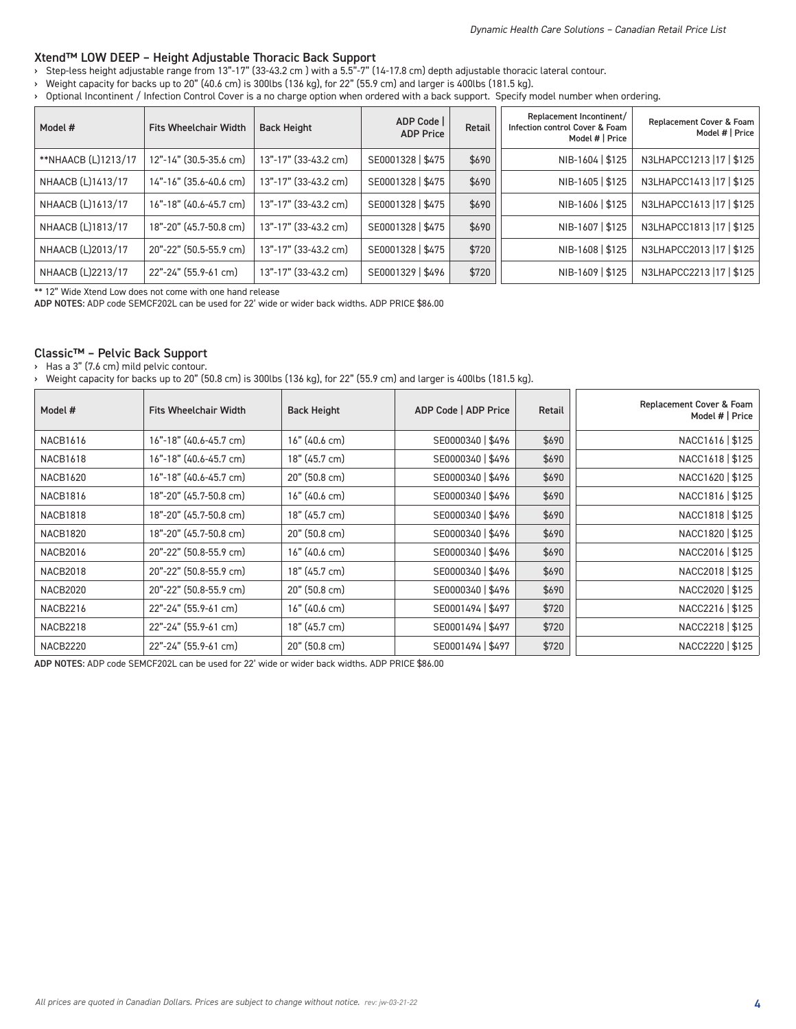## Xtend™ LOW DEEP – Height Adjustable Thoracic Back Support

- Step-less height adjustable range from 13"-17" (33-43.2 cm ) with a 5.5"-7" (14-17.8 cm) depth adjustable thoracic lateral contour.
- Weight capacity for backs up to 20" (40.6 cm) is 300lbs (136 kg), for 22" (55.9 cm) and larger is 400lbs (181.5 kg).
- Optional Incontinent / Infection Control Cover is a no charge option when ordered with a back support. Specify model number when ordering.

| Model # | Fits Wheelchair Width | Back Height | ADP Code \| ADP Price | Retail | Replacement Incontinent/ Infection control Cover & Foam Model # \| Price | Replacement Cover & Foam Model # \| Price |
|---|---|---|---|---|---|---|
| **NHAACB (L)1213/17 | 12"-14" (30.5-35.6 cm) | 13"-17" (33-43.2 cm) | SE0001328 \| $475 | $690 | NIB-1604 \| $125 | N3LHAPCC1213 \|17 \| $125 |
| NHAACB (L)1413/17 | 14"-16" (35.6-40.6 cm) | 13"-17" (33-43.2 cm) | SE0001328 \| $475 | $690 | NIB-1605 \| $125 | N3LHAPCC1413 \|17 \| $125 |
| NHAACB (L)1613/17 | 16"-18" (40.6-45.7 cm) | 13"-17" (33-43.2 cm) | SE0001328 \| $475 | $690 | NIB-1606 \| $125 | N3LHAPCC1613 \|17 \| $125 |
| NHAACB (L)1813/17 | 18"-20" (45.7-50.8 cm) | 13"-17" (33-43.2 cm) | SE0001328 \| $475 | $690 | NIB-1607 \| $125 | N3LHAPCC1813 \|17 \| $125 |
| NHAACB (L)2013/17 | 20"-22" (50.5-55.9 cm) | 13"-17" (33-43.2 cm) | SE0001328 \| $475 | $720 | NIB-1608 \| $125 | N3LHAPCC2013 \|17 \| $125 |
| NHAACB (L)2213/17 | 22"-24" (55.9-61 cm) | 13"-17" (33-43.2 cm) | SE0001329 \| $496 | $720 | NIB-1609 \| $125 | N3LHAPCC2213 \|17 \| $125 |

** 12" Wide Xtend Low does not come with one hand release

**ADP NOTES:** ADP code SEMCF202L can be used for 22' wide or wider back widths. ADP PRICE $86.00

## Classic™ – Pelvic Back Support

- Has a 3" (7.6 cm) mild pelvic contour.
- Weight capacity for backs up to 20" (50.8 cm) is 300lbs (136 kg), for 22" (55.9 cm) and larger is 400lbs (181.5 kg).

| Model # | Fits Wheelchair Width | Back Height | ADP Code \| ADP Price | Retail | Replacement Cover & Foam Model # \| Price |
|---|---|---|---|---|---|
| NACB1616 | 16"-18" (40.6-45.7 cm) | 16" (40.6 cm) | SE0000340 \| $496 | $690 | NACC1616 \| $125 |
| NACB1618 | 16"-18" (40.6-45.7 cm) | 18" (45.7 cm) | SE0000340 \| $496 | $690 | NACC1618 \| $125 |
| NACB1620 | 16"-18" (40.6-45.7 cm) | 20" (50.8 cm) | SE0000340 \| $496 | $690 | NACC1620 \| $125 |
| NACB1816 | 18"-20" (45.7-50.8 cm) | 16" (40.6 cm) | SE0000340 \| $496 | $690 | NACC1816 \| $125 |
| NACB1818 | 18"-20" (45.7-50.8 cm) | 18" (45.7 cm) | SE0000340 \| $496 | $690 | NACC1818 \| $125 |
| NACB1820 | 18"-20" (45.7-50.8 cm) | 20" (50.8 cm) | SE0000340 \| $496 | $690 | NACC1820 \| $125 |
| NACB2016 | 20"-22" (50.8-55.9 cm) | 16" (40.6 cm) | SE0000340 \| $496 | $690 | NACC2016 \| $125 |
| NACB2018 | 20"-22" (50.8-55.9 cm) | 18" (45.7 cm) | SE0000340 \| $496 | $690 | NACC2018 \| $125 |
| NACB2020 | 20"-22" (50.8-55.9 cm) | 20" (50.8 cm) | SE0000340 \| $496 | $690 | NACC2020 \| $125 |
| NACB2216 | 22"-24" (55.9-61 cm) | 16" (40.6 cm) | SE0001494 \| $497 | $720 | NACC2216 \| $125 |
| NACB2218 | 22"-24" (55.9-61 cm) | 18" (45.7 cm) | SE0001494 \| $497 | $720 | NACC2218 \| $125 |
| NACB2220 | 22"-24" (55.9-61 cm) | 20" (50.8 cm) | SE0001494 \| $497 | $720 | NACC2220 \| $125 |

**ADP NOTES:** ADP code SEMCF202L can be used for 22' wide or wider back widths. ADP PRICE $86.00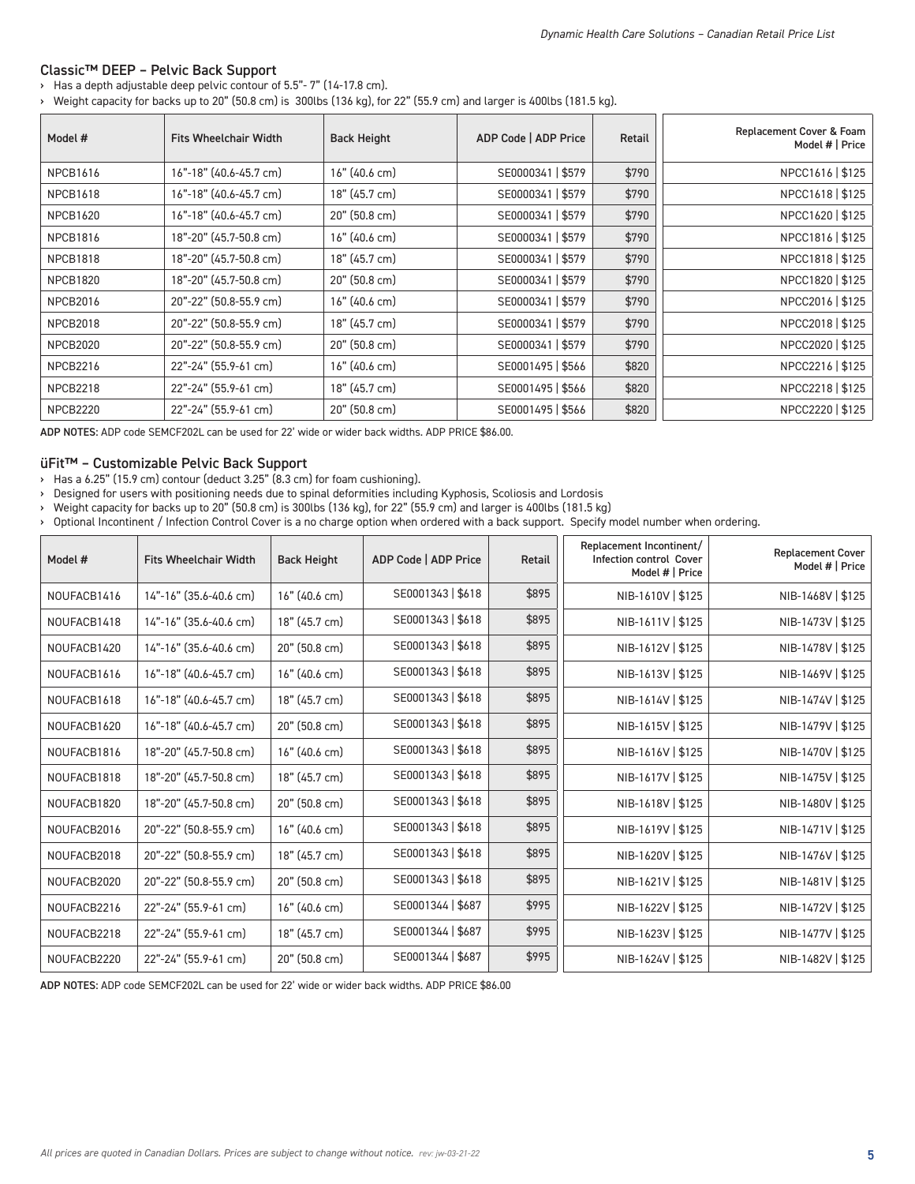## Classic™ DEEP – Pelvic Back Support

- Has a depth adjustable deep pelvic contour of 5.5"- 7" (14-17.8 cm).
- Weight capacity for backs up to 20" (50.8 cm) is 300lbs (136 kg), for 22" (55.9 cm) and larger is 400lbs (181.5 kg).

| Model # | Fits Wheelchair Width | Back Height | ADP Code \| ADP Price | Retail | Replacement Cover & Foam Model # \| Price |
|---|---|---|---|---|---|
| NPCB1616 | 16"-18" (40.6-45.7 cm) | 16" (40.6 cm) | SE0000341 \| $579 | $790 | NPCC1616 \| $125 |
| NPCB1618 | 16"-18" (40.6-45.7 cm) | 18" (45.7 cm) | SE0000341 \| $579 | $790 | NPCC1618 \| $125 |
| NPCB1620 | 16"-18" (40.6-45.7 cm) | 20" (50.8 cm) | SE0000341 \| $579 | $790 | NPCC1620 \| $125 |
| NPCB1816 | 18"-20" (45.7-50.8 cm) | 16" (40.6 cm) | SE0000341 \| $579 | $790 | NPCC1816 \| $125 |
| NPCB1818 | 18"-20" (45.7-50.8 cm) | 18" (45.7 cm) | SE0000341 \| $579 | $790 | NPCC1818 \| $125 |
| NPCB1820 | 18"-20" (45.7-50.8 cm) | 20" (50.8 cm) | SE0000341 \| $579 | $790 | NPCC1820 \| $125 |
| NPCB2016 | 20"-22" (50.8-55.9 cm) | 16" (40.6 cm) | SE0000341 \| $579 | $790 | NPCC2016 \| $125 |
| NPCB2018 | 20"-22" (50.8-55.9 cm) | 18" (45.7 cm) | SE0000341 \| $579 | $790 | NPCC2018 \| $125 |
| NPCB2020 | 20"-22" (50.8-55.9 cm) | 20" (50.8 cm) | SE0000341 \| $579 | $790 | NPCC2020 \| $125 |
| NPCB2216 | 22"-24" (55.9-61 cm) | 16" (40.6 cm) | SE0001495 \| $566 | $820 | NPCC2216 \| $125 |
| NPCB2218 | 22"-24" (55.9-61 cm) | 18" (45.7 cm) | SE0001495 \| $566 | $820 | NPCC2218 \| $125 |
| NPCB2220 | 22"-24" (55.9-61 cm) | 20" (50.8 cm) | SE0001495 \| $566 | $820 | NPCC2220 \| $125 |

**ADP NOTES:** ADP code SEMCF202L can be used for 22' wide or wider back widths. ADP PRICE $86.00.

## üFit™ – Customizable Pelvic Back Support

- Has a 6.25" (15.9 cm) contour (deduct 3.25" (8.3 cm) for foam cushioning).
- Designed for users with positioning needs due to spinal deformities including Kyphosis, Scoliosis and Lordosis
- Weight capacity for backs up to 20" (50.8 cm) is 300lbs (136 kg), for 22" (55.9 cm) and larger is 400lbs (181.5 kg)
- Optional Incontinent / Infection Control Cover is a no charge option when ordered with a back support. Specify model number when ordering.

| Model # | Fits Wheelchair Width | Back Height | ADP Code \| ADP Price | Retail | Replacement Incontinent/ Infection control Cover Model # \| Price | Replacement Cover Model # \| Price |
|---|---|---|---|---|---|---|
| NOUFACB1416 | 14"-16" (35.6-40.6 cm) | 16" (40.6 cm) | SE0001343 \| $618 | $895 | NIB-1610V \| $125 | NIB-1468V \| $125 |
| NOUFACB1418 | 14"-16" (35.6-40.6 cm) | 18" (45.7 cm) | SE0001343 \| $618 | $895 | NIB-1611V \| $125 | NIB-1473V \| $125 |
| NOUFACB1420 | 14"-16" (35.6-40.6 cm) | 20" (50.8 cm) | SE0001343 \| $618 | $895 | NIB-1612V \| $125 | NIB-1478V \| $125 |
| NOUFACB1616 | 16"-18" (40.6-45.7 cm) | 16" (40.6 cm) | SE0001343 \| $618 | $895 | NIB-1613V \| $125 | NIB-1469V \| $125 |
| NOUFACB1618 | 16"-18" (40.6-45.7 cm) | 18" (45.7 cm) | SE0001343 \| $618 | $895 | NIB-1614V \| $125 | NIB-1474V \| $125 |
| NOUFACB1620 | 16"-18" (40.6-45.7 cm) | 20" (50.8 cm) | SE0001343 \| $618 | $895 | NIB-1615V \| $125 | NIB-1479V \| $125 |
| NOUFACB1816 | 18"-20" (45.7-50.8 cm) | 16" (40.6 cm) | SE0001343 \| $618 | $895 | NIB-1616V \| $125 | NIB-1470V \| $125 |
| NOUFACB1818 | 18"-20" (45.7-50.8 cm) | 18" (45.7 cm) | SE0001343 \| $618 | $895 | NIB-1617V \| $125 | NIB-1475V \| $125 |
| NOUFACB1820 | 18"-20" (45.7-50.8 cm) | 20" (50.8 cm) | SE0001343 \| $618 | $895 | NIB-1618V \| $125 | NIB-1480V \| $125 |
| NOUFACB2016 | 20"-22" (50.8-55.9 cm) | 16" (40.6 cm) | SE0001343 \| $618 | $895 | NIB-1619V \| $125 | NIB-1471V \| $125 |
| NOUFACB2018 | 20"-22" (50.8-55.9 cm) | 18" (45.7 cm) | SE0001343 \| $618 | $895 | NIB-1620V \| $125 | NIB-1476V \| $125 |
| NOUFACB2020 | 20"-22" (50.8-55.9 cm) | 20" (50.8 cm) | SE0001343 \| $618 | $895 | NIB-1621V \| $125 | NIB-1481V \| $125 |
| NOUFACB2216 | 22"-24" (55.9-61 cm) | 16" (40.6 cm) | SE0001344 \| $687 | $995 | NIB-1622V \| $125 | NIB-1472V \| $125 |
| NOUFACB2218 | 22"-24" (55.9-61 cm) | 18" (45.7 cm) | SE0001344 \| $687 | $995 | NIB-1623V \| $125 | NIB-1477V \| $125 |
| NOUFACB2220 | 22"-24" (55.9-61 cm) | 20" (50.8 cm) | SE0001344 \| $687 | $995 | NIB-1624V \| $125 | NIB-1482V \| $125 |

**ADP NOTES:** ADP code SEMCF202L can be used for 22' wide or wider back widths. ADP PRICE $86.00

*All prices are quoted in Canadian Dollars. Prices are subject to change without notice.*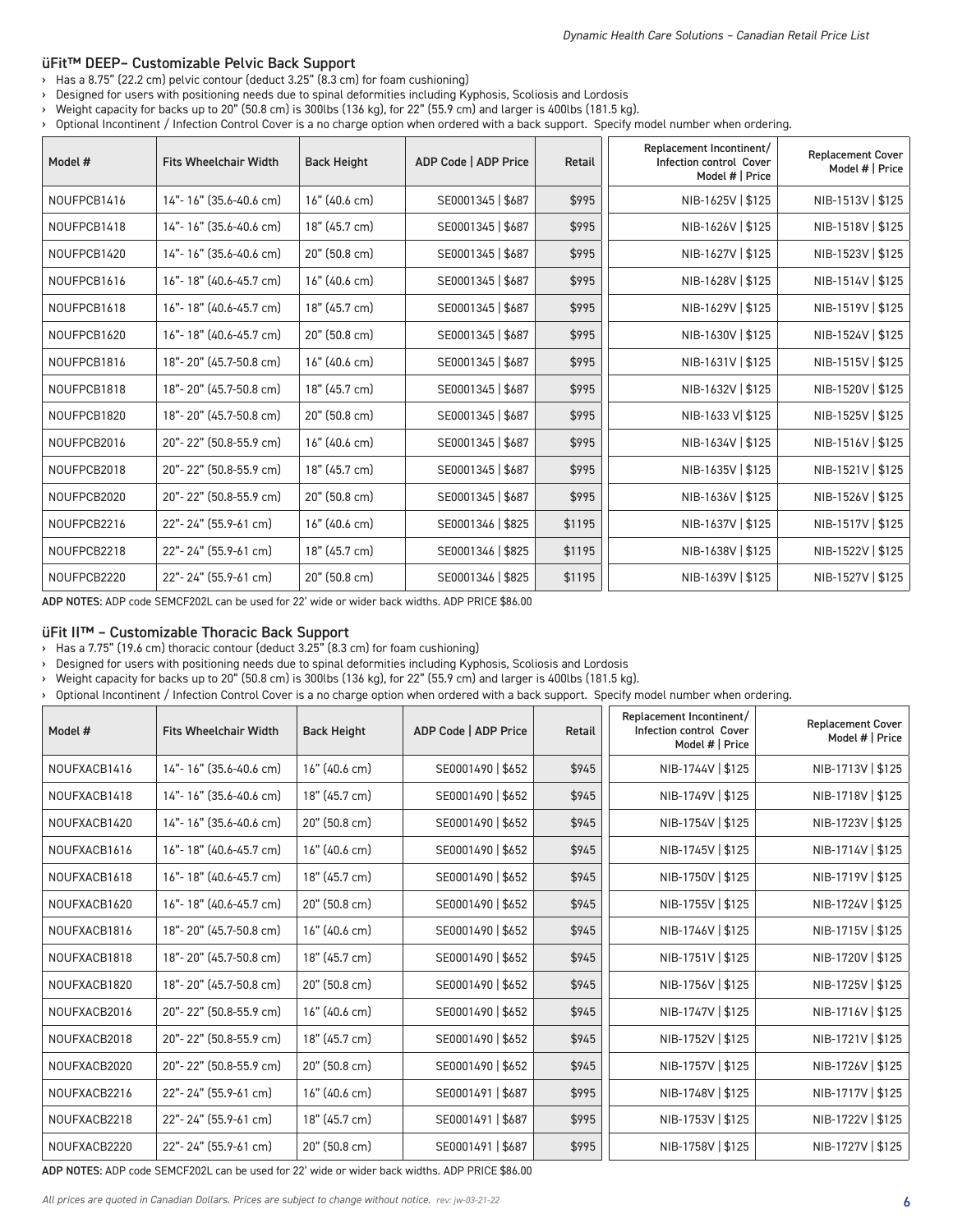## üFit™ DEEP– Customizable Pelvic Back Support

- Has a 8.75" (22.2 cm) pelvic contour (deduct 3.25" (8.3 cm) for foam cushioning)
- Designed for users with positioning needs due to spinal deformities including Kyphosis, Scoliosis and Lordosis
- Weight capacity for backs up to 20" (50.8 cm) is 300lbs (136 kg), for 22" (55.9 cm) and larger is 400lbs (181.5 kg).
- Optional Incontinent / Infection Control Cover is a no charge option when ordered with a back support. Specify model number when ordering.

| Model # | Fits Wheelchair Width | Back Height | ADP Code \| ADP Price | Retail | Replacement Incontinent/ Infection control Cover Model # \| Price | Replacement Cover Model # \| Price |
|---|---|---|---|---|---|---|
| NOUFPCB1416 | 14"- 16" (35.6-40.6 cm) | 16" (40.6 cm) | SE0001345 \| $687 | $995 | NIB-1625V \| $125 | NIB-1513V \| $125 |
| NOUFPCB1418 | 14"- 16" (35.6-40.6 cm) | 18" (45.7 cm) | SE0001345 \| $687 | $995 | NIB-1626V \| $125 | NIB-1518V \| $125 |
| NOUFPCB1420 | 14"- 16" (35.6-40.6 cm) | 20" (50.8 cm) | SE0001345 \| $687 | $995 | NIB-1627V \| $125 | NIB-1523V \| $125 |
| NOUFPCB1616 | 16"- 18" (40.6-45.7 cm) | 16" (40.6 cm) | SE0001345 \| $687 | $995 | NIB-1628V \| $125 | NIB-1514V \| $125 |
| NOUFPCB1618 | 16"- 18" (40.6-45.7 cm) | 18" (45.7 cm) | SE0001345 \| $687 | $995 | NIB-1629V \| $125 | NIB-1519V \| $125 |
| NOUFPCB1620 | 16"- 18" (40.6-45.7 cm) | 20" (50.8 cm) | SE0001345 \| $687 | $995 | NIB-1630V \| $125 | NIB-1524V \| $125 |
| NOUFPCB1816 | 18"- 20" (45.7-50.8 cm) | 16" (40.6 cm) | SE0001345 \| $687 | $995 | NIB-1631V \| $125 | NIB-1515V \| $125 |
| NOUFPCB1818 | 18"- 20" (45.7-50.8 cm) | 18" (45.7 cm) | SE0001345 \| $687 | $995 | NIB-1632V \| $125 | NIB-1520V \| $125 |
| NOUFPCB1820 | 18"- 20" (45.7-50.8 cm) | 20" (50.8 cm) | SE0001345 \| $687 | $995 | NIB-1633 V\| $125 | NIB-1525V \| $125 |
| NOUFPCB2016 | 20"- 22" (50.8-55.9 cm) | 16" (40.6 cm) | SE0001345 \| $687 | $995 | NIB-1634V \| $125 | NIB-1516V \| $125 |
| NOUFPCB2018 | 20"- 22" (50.8-55.9 cm) | 18" (45.7 cm) | SE0001345 \| $687 | $995 | NIB-1635V \| $125 | NIB-1521V \| $125 |
| NOUFPCB2020 | 20"- 22" (50.8-55.9 cm) | 20" (50.8 cm) | SE0001345 \| $687 | $995 | NIB-1636V \| $125 | NIB-1526V \| $125 |
| NOUFPCB2216 | 22"- 24" (55.9-61 cm) | 16" (40.6 cm) | SE0001346 \| $825 | $1195 | NIB-1637V \| $125 | NIB-1517V \| $125 |
| NOUFPCB2218 | 22"- 24" (55.9-61 cm) | 18" (45.7 cm) | SE0001346 \| $825 | $1195 | NIB-1638V \| $125 | NIB-1522V \| $125 |
| NOUFPCB2220 | 22"- 24" (55.9-61 cm) | 20" (50.8 cm) | SE0001346 \| $825 | $1195 | NIB-1639V \| $125 | NIB-1527V \| $125 |

**ADP NOTES**: ADP code SEMCF202L can be used for 22' wide or wider back widths. ADP PRICE $86.00

## üFit II™ – Customizable Thoracic Back Support

- Has a 7.75" (19.6 cm) thoracic contour (deduct 3.25" (8.3 cm) for foam cushioning)
- Designed for users with positioning needs due to spinal deformities including Kyphosis, Scoliosis and Lordosis
- Weight capacity for backs up to 20" (50.8 cm) is 300lbs (136 kg), for 22" (55.9 cm) and larger is 400lbs (181.5 kg).
- Optional Incontinent / Infection Control Cover is a no charge option when ordered with a back support. Specify model number when ordering.

| Model # | Fits Wheelchair Width | Back Height | ADP Code \| ADP Price | Retail | Replacement Incontinent/ Infection control Cover Model # \| Price | Replacement Cover Model # \| Price |
|---|---|---|---|---|---|---|
| NOUFXACB1416 | 14"- 16" (35.6-40.6 cm) | 16" (40.6 cm) | SE0001490 \| $652 | $945 | NIB-1744V \| $125 | NIB-1713V \| $125 |
| NOUFXACB1418 | 14"- 16" (35.6-40.6 cm) | 18" (45.7 cm) | SE0001490 \| $652 | $945 | NIB-1749V \| $125 | NIB-1718V \| $125 |
| NOUFXACB1420 | 14"- 16" (35.6-40.6 cm) | 20" (50.8 cm) | SE0001490 \| $652 | $945 | NIB-1754V \| $125 | NIB-1723V \| $125 |
| NOUFXACB1616 | 16"- 18" (40.6-45.7 cm) | 16" (40.6 cm) | SE0001490 \| $652 | $945 | NIB-1745V \| $125 | NIB-1714V \| $125 |
| NOUFXACB1618 | 16"- 18" (40.6-45.7 cm) | 18" (45.7 cm) | SE0001490 \| $652 | $945 | NIB-1750V \| $125 | NIB-1719V \| $125 |
| NOUFXACB1620 | 16"- 18" (40.6-45.7 cm) | 20" (50.8 cm) | SE0001490 \| $652 | $945 | NIB-1755V \| $125 | NIB-1724V \| $125 |
| NOUFXACB1816 | 18"- 20" (45.7-50.8 cm) | 16" (40.6 cm) | SE0001490 \| $652 | $945 | NIB-1746V \| $125 | NIB-1715V \| $125 |
| NOUFXACB1818 | 18"- 20" (45.7-50.8 cm) | 18" (45.7 cm) | SE0001490 \| $652 | $945 | NIB-1751V \| $125 | NIB-1720V \| $125 |
| NOUFXACB1820 | 18"- 20" (45.7-50.8 cm) | 20" (50.8 cm) | SE0001490 \| $652 | $945 | NIB-1756V \| $125 | NIB-1725V \| $125 |
| NOUFXACB2016 | 20"- 22" (50.8-55.9 cm) | 16" (40.6 cm) | SE0001490 \| $652 | $945 | NIB-1747V \| $125 | NIB-1716V \| $125 |
| NOUFXACB2018 | 20"- 22" (50.8-55.9 cm) | 18" (45.7 cm) | SE0001490 \| $652 | $945 | NIB-1752V \| $125 | NIB-1721V \| $125 |
| NOUFXACB2020 | 20"- 22" (50.8-55.9 cm) | 20" (50.8 cm) | SE0001490 \| $652 | $945 | NIB-1757V \| $125 | NIB-1726V \| $125 |
| NOUFXACB2216 | 22"- 24" (55.9-61 cm) | 16" (40.6 cm) | SE0001491 \| $687 | $995 | NIB-1748V \| $125 | NIB-1717V \| $125 |
| NOUFXACB2218 | 22"- 24" (55.9-61 cm) | 18" (45.7 cm) | SE0001491 \| $687 | $995 | NIB-1753V \| $125 | NIB-1722V \| $125 |
| NOUFXACB2220 | 22"- 24" (55.9-61 cm) | 20" (50.8 cm) | SE0001491 \| $687 | $995 | NIB-1758V \| $125 | NIB-1727V \| $125 |

**ADP NOTES**: ADP code SEMCF202L can be used for 22' wide or wider back widths. ADP PRICE $86.00

*All prices are quoted in Canadian Dollars. Prices are subject to change without notice.*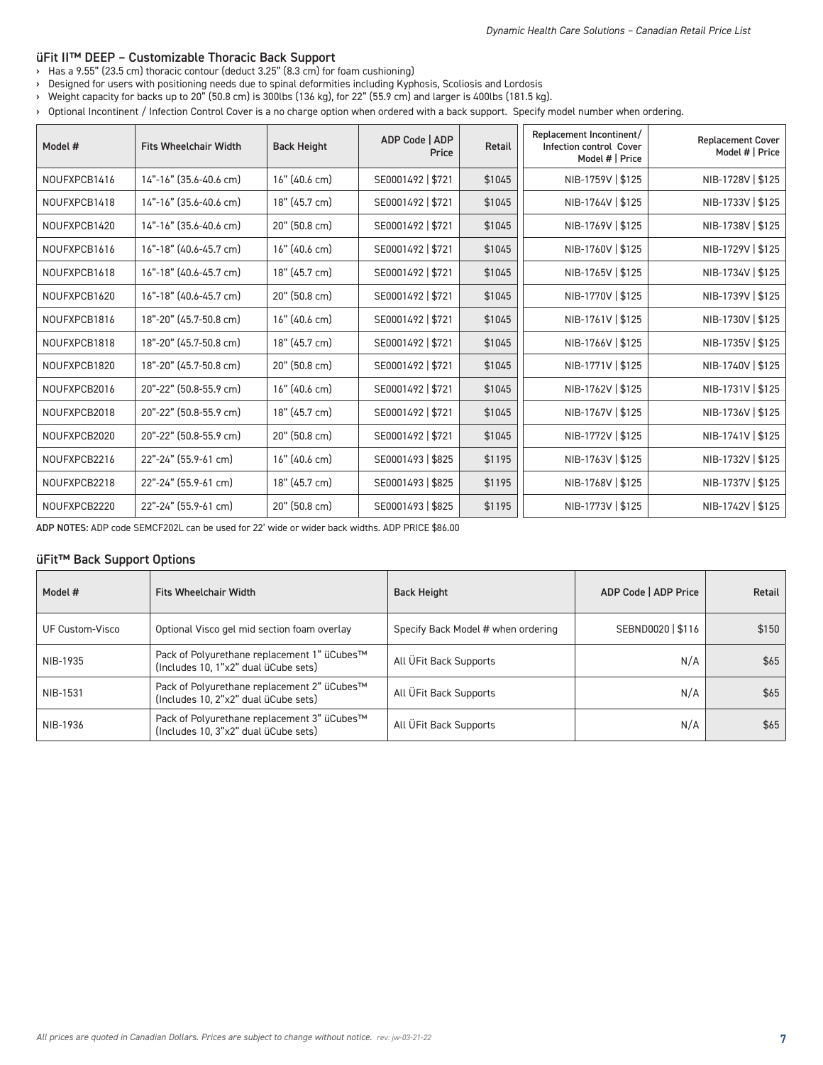## üFit II™ DEEP – Customizable Thoracic Back Support

- Has a 9.55" (23.5 cm) thoracic contour (deduct 3.25" (8.3 cm) for foam cushioning)
- Designed for users with positioning needs due to spinal deformities including Kyphosis, Scoliosis and Lordosis
- Weight capacity for backs up to 20" (50.8 cm) is 300lbs (136 kg), for 22" (55.9 cm) and larger is 400lbs (181.5 kg).
- Optional Incontinent / Infection Control Cover is a no charge option when ordered with a back support. Specify model number when ordering.

| Model # | Fits Wheelchair Width | Back Height | ADP Code \| ADP Price | Retail | Replacement Incontinent/ Infection control Cover Model # \| Price | Replacement Cover Model # \| Price |
|---|---|---|---|---|---|---|
| NOUFXPCB1416 | 14"-16" (35.6-40.6 cm) | 16" (40.6 cm) | SE0001492 \| $721 | $1045 | NIB-1759V \| $125 | NIB-1728V \| $125 |
| NOUFXPCB1418 | 14"-16" (35.6-40.6 cm) | 18" (45.7 cm) | SE0001492 \| $721 | $1045 | NIB-1764V \| $125 | NIB-1733V \| $125 |
| NOUFXPCB1420 | 14"-16" (35.6-40.6 cm) | 20" (50.8 cm) | SE0001492 \| $721 | $1045 | NIB-1769V \| $125 | NIB-1738V \| $125 |
| NOUFXPCB1616 | 16"-18" (40.6-45.7 cm) | 16" (40.6 cm) | SE0001492 \| $721 | $1045 | NIB-1760V \| $125 | NIB-1729V \| $125 |
| NOUFXPCB1618 | 16"-18" (40.6-45.7 cm) | 18" (45.7 cm) | SE0001492 \| $721 | $1045 | NIB-1765V \| $125 | NIB-1734V \| $125 |
| NOUFXPCB1620 | 16"-18" (40.6-45.7 cm) | 20" (50.8 cm) | SE0001492 \| $721 | $1045 | NIB-1770V \| $125 | NIB-1739V \| $125 |
| NOUFXPCB1816 | 18"-20" (45.7-50.8 cm) | 16" (40.6 cm) | SE0001492 \| $721 | $1045 | NIB-1761V \| $125 | NIB-1730V \| $125 |
| NOUFXPCB1818 | 18"-20" (45.7-50.8 cm) | 18" (45.7 cm) | SE0001492 \| $721 | $1045 | NIB-1766V \| $125 | NIB-1735V \| $125 |
| NOUFXPCB1820 | 18"-20" (45.7-50.8 cm) | 20" (50.8 cm) | SE0001492 \| $721 | $1045 | NIB-1771V \| $125 | NIB-1740V \| $125 |
| NOUFXPCB2016 | 20"-22" (50.8-55.9 cm) | 16" (40.6 cm) | SE0001492 \| $721 | $1045 | NIB-1762V \| $125 | NIB-1731V \| $125 |
| NOUFXPCB2018 | 20"-22" (50.8-55.9 cm) | 18" (45.7 cm) | SE0001492 \| $721 | $1045 | NIB-1767V \| $125 | NIB-1736V \| $125 |
| NOUFXPCB2020 | 20"-22" (50.8-55.9 cm) | 20" (50.8 cm) | SE0001492 \| $721 | $1045 | NIB-1772V \| $125 | NIB-1741V \| $125 |
| NOUFXPCB2216 | 22"-24" (55.9-61 cm) | 16" (40.6 cm) | SE0001493 \| $825 | $1195 | NIB-1763V \| $125 | NIB-1732V \| $125 |
| NOUFXPCB2218 | 22"-24" (55.9-61 cm) | 18" (45.7 cm) | SE0001493 \| $825 | $1195 | NIB-1768V \| $125 | NIB-1737V \| $125 |
| NOUFXPCB2220 | 22"-24" (55.9-61 cm) | 20" (50.8 cm) | SE0001493 \| $825 | $1195 | NIB-1773V \| $125 | NIB-1742V \| $125 |

**ADP NOTES**: ADP code SEMCF202L can be used for 22' wide or wider back widths. ADP PRICE $86.00

## üFit™ Back Support Options

| Model # | Fits Wheelchair Width | Back Height | ADP Code \| ADP Price | Retail |
|---|---|---|---|---|
| UF Custom-Visco | Optional Visco gel mid section foam overlay | Specify Back Model # when ordering | SEBND0020 \| $116 | $150 |
| NIB-1935 | Pack of Polyurethane replacement 1" üCubes™ (Includes 10, 1"x2" dual üCube sets) | All ÜFit Back Supports | N/A | $65 |
| NIB-1531 | Pack of Polyurethane replacement 2" üCubes™ (Includes 10, 2"x2" dual üCube sets) | All ÜFit Back Supports | N/A | $65 |
| NIB-1936 | Pack of Polyurethane replacement 3" üCubes™ (Includes 10, 3"x2" dual üCube sets) | All ÜFit Back Supports | N/A | $65 |

*All prices are quoted in Canadian Dollars. Prices are subject to change without notice.* *rev: jw-03-21-22*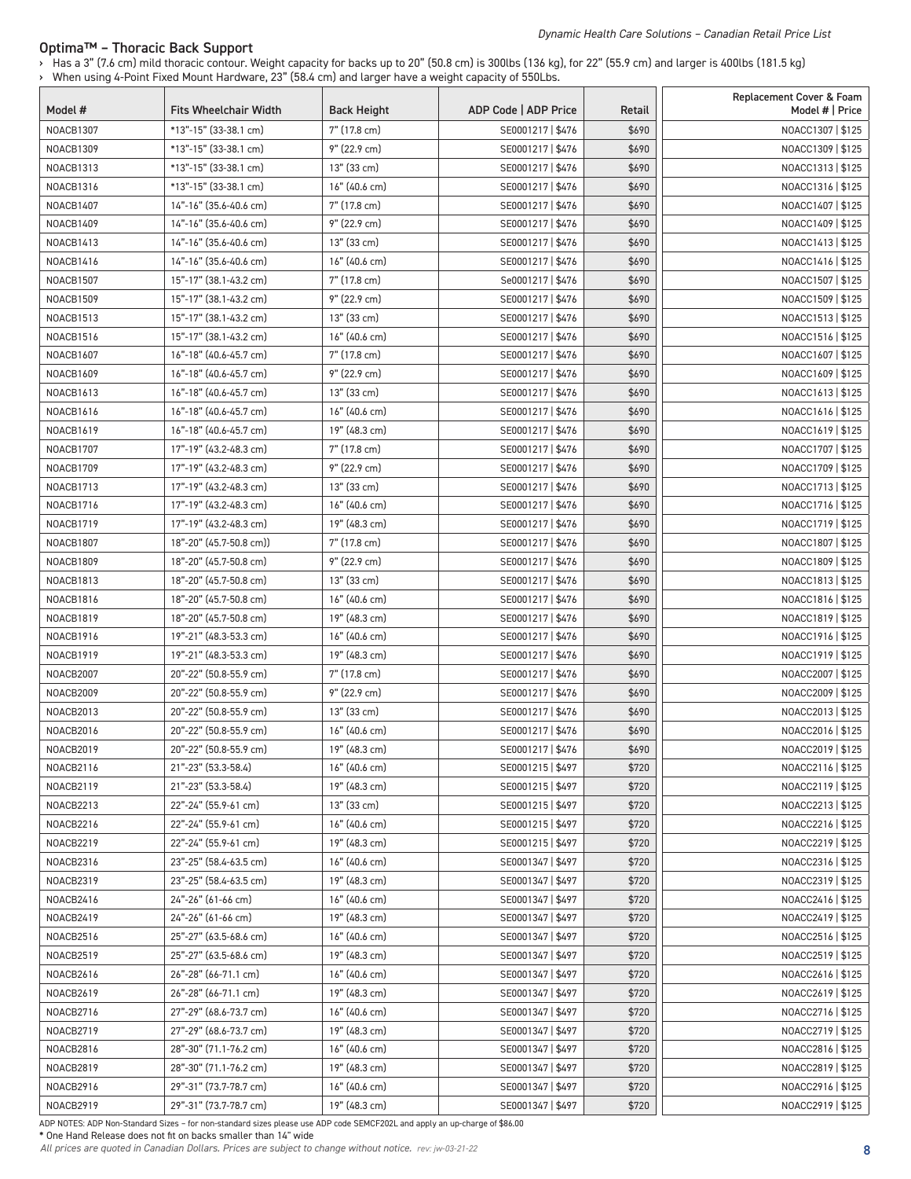## Optima™ – Thoracic Back Support

- Has a 3" (7.6 cm) mild thoracic contour. Weight capacity for backs up to 20" (50.8 cm) is 300lbs (136 kg), for 22" (55.9 cm) and larger is 400lbs (181.5 kg)
- When using 4-Point Fixed Mount Hardware, 23" (58.4 cm) and larger have a weight capacity of 550Lbs.

| Model # | Fits Wheelchair Width | Back Height | ADP Code \| ADP Price | Retail | Replacement Cover & Foam Model # \| Price |
|---|---|---|---|---|---|
| NOACB1307 | *13"-15" (33-38.1 cm) | 7" (17.8 cm) | SE0001217 \| $476 | $690 | NOACC1307 \| $125 |
| NOACB1309 | *13"-15" (33-38.1 cm) | 9" (22.9 cm) | SE0001217 \| $476 | $690 | NOACC1309 \| $125 |
| NOACB1313 | *13"-15" (33-38.1 cm) | 13" (33 cm) | SE0001217 \| $476 | $690 | NOACC1313 \| $125 |
| NOACB1316 | *13"-15" (33-38.1 cm) | 16" (40.6 cm) | SE0001217 \| $476 | $690 | NOACC1316 \| $125 |
| NOACB1407 | 14"-16" (35.6-40.6 cm) | 7" (17.8 cm) | SE0001217 \| $476 | $690 | NOACC1407 \| $125 |
| NOACB1409 | 14"-16" (35.6-40.6 cm) | 9" (22.9 cm) | SE0001217 \| $476 | $690 | NOACC1409 \| $125 |
| NOACB1413 | 14"-16" (35.6-40.6 cm) | 13" (33 cm) | SE0001217 \| $476 | $690 | NOACC1413 \| $125 |
| NOACB1416 | 14"-16" (35.6-40.6 cm) | 16" (40.6 cm) | SE0001217 \| $476 | $690 | NOACC1416 \| $125 |
| NOACB1507 | 15"-17" (38.1-43.2 cm) | 7" (17.8 cm) | Se0001217 \| $476 | $690 | NOACC1507 \| $125 |
| NOACB1509 | 15"-17" (38.1-43.2 cm) | 9" (22.9 cm) | SE0001217 \| $476 | $690 | NOACC1509 \| $125 |
| NOACB1513 | 15"-17" (38.1-43.2 cm) | 13" (33 cm) | SE0001217 \| $476 | $690 | NOACC1513 \| $125 |
| NOACB1516 | 15"-17" (38.1-43.2 cm) | 16" (40.6 cm) | SE0001217 \| $476 | $690 | NOACC1516 \| $125 |
| NOACB1607 | 16"-18" (40.6-45.7 cm) | 7" (17.8 cm) | SE0001217 \| $476 | $690 | NOACC1607 \| $125 |
| NOACB1609 | 16"-18" (40.6-45.7 cm) | 9" (22.9 cm) | SE0001217 \| $476 | $690 | NOACC1609 \| $125 |
| NOACB1613 | 16"-18" (40.6-45.7 cm) | 13" (33 cm) | SE0001217 \| $476 | $690 | NOACC1613 \| $125 |
| NOACB1616 | 16"-18" (40.6-45.7 cm) | 16" (40.6 cm) | SE0001217 \| $476 | $690 | NOACC1616 \| $125 |
| NOACB1619 | 16"-18" (40.6-45.7 cm) | 19" (48.3 cm) | SE0001217 \| $476 | $690 | NOACC1619 \| $125 |
| NOACB1707 | 17"-19" (43.2-48.3 cm) | 7" (17.8 cm) | SE0001217 \| $476 | $690 | NOACC1707 \| $125 |
| NOACB1709 | 17"-19" (43.2-48.3 cm) | 9" (22.9 cm) | SE0001217 \| $476 | $690 | NOACC1709 \| $125 |
| NOACB1713 | 17"-19" (43.2-48.3 cm) | 13" (33 cm) | SE0001217 \| $476 | $690 | NOACC1713 \| $125 |
| NOACB1716 | 17"-19" (43.2-48.3 cm) | 16" (40.6 cm) | SE0001217 \| $476 | $690 | NOACC1716 \| $125 |
| NOACB1719 | 17"-19" (43.2-48.3 cm) | 19" (48.3 cm) | SE0001217 \| $476 | $690 | NOACC1719 \| $125 |
| NOACB1807 | 18"-20" (45.7-50.8 cm)) | 7" (17.8 cm) | SE0001217 \| $476 | $690 | NOACC1807 \| $125 |
| NOACB1809 | 18"-20" (45.7-50.8 cm) | 9" (22.9 cm) | SE0001217 \| $476 | $690 | NOACC1809 \| $125 |
| NOACB1813 | 18"-20" (45.7-50.8 cm) | 13" (33 cm) | SE0001217 \| $476 | $690 | NOACC1813 \| $125 |
| NOACB1816 | 18"-20" (45.7-50.8 cm) | 16" (40.6 cm) | SE0001217 \| $476 | $690 | NOACC1816 \| $125 |
| NOACB1819 | 18"-20" (45.7-50.8 cm) | 19" (48.3 cm) | SE0001217 \| $476 | $690 | NOACC1819 \| $125 |
| NOACB1916 | 19"-21" (48.3-53.3 cm) | 16" (40.6 cm) | SE0001217 \| $476 | $690 | NOACC1916 \| $125 |
| NOACB1919 | 19"-21" (48.3-53.3 cm) | 19" (48.3 cm) | SE0001217 \| $476 | $690 | NOACC1919 \| $125 |
| NOACB2007 | 20"-22" (50.8-55.9 cm) | 7" (17.8 cm) | SE0001217 \| $476 | $690 | NOACC2007 \| $125 |
| NOACB2009 | 20"-22" (50.8-55.9 cm) | 9" (22.9 cm) | SE0001217 \| $476 | $690 | NOACC2009 \| $125 |
| NOACB2013 | 20"-22" (50.8-55.9 cm) | 13" (33 cm) | SE0001217 \| $476 | $690 | NOACC2013 \| $125 |
| NOACB2016 | 20"-22" (50.8-55.9 cm) | 16" (40.6 cm) | SE0001217 \| $476 | $690 | NOACC2016 \| $125 |
| NOACB2019 | 20"-22" (50.8-55.9 cm) | 19" (48.3 cm) | SE0001217 \| $476 | $690 | NOACC2019 \| $125 |
| NOACB2116 | 21"-23" (53.3-58.4) | 16" (40.6 cm) | SE0001215 \| $497 | $720 | NOACC2116 \| $125 |
| NOACB2119 | 21"-23" (53.3-58.4) | 19" (48.3 cm) | SE0001215 \| $497 | $720 | NOACC2119 \| $125 |
| NOACB2213 | 22"-24" (55.9-61 cm) | 13" (33 cm) | SE0001215 \| $497 | $720 | NOACC2213 \| $125 |
| NOACB2216 | 22"-24" (55.9-61 cm) | 16" (40.6 cm) | SE0001215 \| $497 | $720 | NOACC2216 \| $125 |
| NOACB2219 | 22"-24" (55.9-61 cm) | 19" (48.3 cm) | SE0001215 \| $497 | $720 | NOACC2219 \| $125 |
| NOACB2316 | 23"-25" (58.4-63.5 cm) | 16" (40.6 cm) | SE0001347 \| $497 | $720 | NOACC2316 \| $125 |
| NOACB2319 | 23"-25" (58.4-63.5 cm) | 19" (48.3 cm) | SE0001347 \| $497 | $720 | NOACC2319 \| $125 |
| NOACB2416 | 24"-26" (61-66 cm) | 16" (40.6 cm) | SE0001347 \| $497 | $720 | NOACC2416 \| $125 |
| NOACB2419 | 24"-26" (61-66 cm) | 19" (48.3 cm) | SE0001347 \| $497 | $720 | NOACC2419 \| $125 |
| NOACB2516 | 25"-27" (63.5-68.6 cm) | 16" (40.6 cm) | SE0001347 \| $497 | $720 | NOACC2516 \| $125 |
| NOACB2519 | 25"-27" (63.5-68.6 cm) | 19" (48.3 cm) | SE0001347 \| $497 | $720 | NOACC2519 \| $125 |
| NOACB2616 | 26"-28" (66-71.1 cm) | 16" (40.6 cm) | SE0001347 \| $497 | $720 | NOACC2616 \| $125 |
| NOACB2619 | 26"-28" (66-71.1 cm) | 19" (48.3 cm) | SE0001347 \| $497 | $720 | NOACC2619 \| $125 |
| NOACB2716 | 27"-29" (68.6-73.7 cm) | 16" (40.6 cm) | SE0001347 \| $497 | $720 | NOACC2716 \| $125 |
| NOACB2719 | 27"-29" (68.6-73.7 cm) | 19" (48.3 cm) | SE0001347 \| $497 | $720 | NOACC2719 \| $125 |
| NOACB2816 | 28"-30" (71.1-76.2 cm) | 16" (40.6 cm) | SE0001347 \| $497 | $720 | NOACC2816 \| $125 |
| NOACB2819 | 28"-30" (71.1-76.2 cm) | 19" (48.3 cm) | SE0001347 \| $497 | $720 | NOACC2819 \| $125 |
| NOACB2916 | 29"-31" (73.7-78.7 cm) | 16" (40.6 cm) | SE0001347 \| $497 | $720 | NOACC2916 \| $125 |
| NOACB2919 | 29"-31" (73.7-78.7 cm) | 19" (48.3 cm) | SE0001347 \| $497 | $720 | NOACC2919 \| $125 |

ADP NOTES: ADP Non-Standard Sizes – for non-standard sizes please use ADP code SEMCF202L and apply an up-charge of $86.00

* One Hand Release does not fit on backs smaller than 14" wide

*All prices are quoted in Canadian Dollars. Prices are subject to change without notice.* *rev: jw-03-21-22*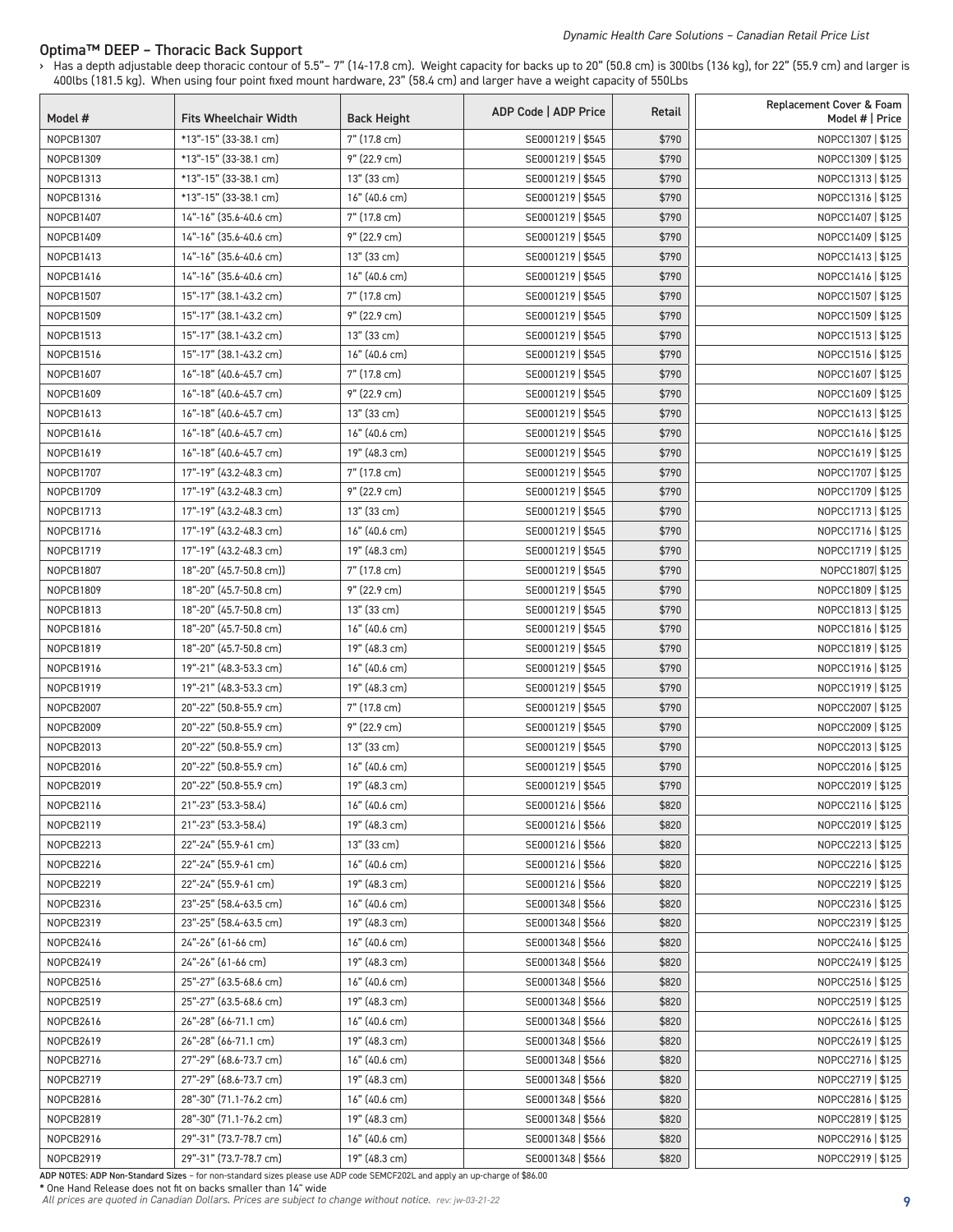## Optima™ DEEP – Thoracic Back Support

› Has a depth adjustable deep thoracic contour of 5.5"– 7" (14-17.8 cm). Weight capacity for backs up to 20" (50.8 cm) is 300lbs (136 kg), for 22" (55.9 cm) and larger is 400lbs (181.5 kg). When using four point fixed mount hardware, 23" (58.4 cm) and larger have a weight capacity of 550Lbs

| Model # | Fits Wheelchair Width | Back Height | ADP Code \| ADP Price | Retail | Replacement Cover & Foam Model # \| Price |
|---|---|---|---|---|---|
| NOPCB1307 | *13"-15" (33-38.1 cm) | 7" (17.8 cm) | SE0001219 \| $545 | $790 | NOPCC1307 \| $125 |
| NOPCB1309 | *13"-15" (33-38.1 cm) | 9" (22.9 cm) | SE0001219 \| $545 | $790 | NOPCC1309 \| $125 |
| NOPCB1313 | *13"-15" (33-38.1 cm) | 13" (33 cm) | SE0001219 \| $545 | $790 | NOPCC1313 \| $125 |
| NOPCB1316 | *13"-15" (33-38.1 cm) | 16" (40.6 cm) | SE0001219 \| $545 | $790 | NOPCC1316 \| $125 |
| NOPCB1407 | 14"-16" (35.6-40.6 cm) | 7" (17.8 cm) | SE0001219 \| $545 | $790 | NOPCC1407 \| $125 |
| NOPCB1409 | 14"-16" (35.6-40.6 cm) | 9" (22.9 cm) | SE0001219 \| $545 | $790 | NOPCC1409 \| $125 |
| NOPCB1413 | 14"-16" (35.6-40.6 cm) | 13" (33 cm) | SE0001219 \| $545 | $790 | NOPCC1413 \| $125 |
| NOPCB1416 | 14"-16" (35.6-40.6 cm) | 16" (40.6 cm) | SE0001219 \| $545 | $790 | NOPCC1416 \| $125 |
| NOPCB1507 | 15"-17" (38.1-43.2 cm) | 7" (17.8 cm) | SE0001219 \| $545 | $790 | NOPCC1507 \| $125 |
| NOPCB1509 | 15"-17" (38.1-43.2 cm) | 9" (22.9 cm) | SE0001219 \| $545 | $790 | NOPCC1509 \| $125 |
| NOPCB1513 | 15"-17" (38.1-43.2 cm) | 13" (33 cm) | SE0001219 \| $545 | $790 | NOPCC1513 \| $125 |
| NOPCB1516 | 15"-17" (38.1-43.2 cm) | 16" (40.6 cm) | SE0001219 \| $545 | $790 | NOPCC1516 \| $125 |
| NOPCB1607 | 16"-18" (40.6-45.7 cm) | 7" (17.8 cm) | SE0001219 \| $545 | $790 | NOPCC1607 \| $125 |
| NOPCB1609 | 16"-18" (40.6-45.7 cm) | 9" (22.9 cm) | SE0001219 \| $545 | $790 | NOPCC1609 \| $125 |
| NOPCB1613 | 16"-18" (40.6-45.7 cm) | 13" (33 cm) | SE0001219 \| $545 | $790 | NOPCC1613 \| $125 |
| NOPCB1616 | 16"-18" (40.6-45.7 cm) | 16" (40.6 cm) | SE0001219 \| $545 | $790 | NOPCC1616 \| $125 |
| NOPCB1619 | 16"-18" (40.6-45.7 cm) | 19" (48.3 cm) | SE0001219 \| $545 | $790 | NOPCC1619 \| $125 |
| NOPCB1707 | 17"-19" (43.2-48.3 cm) | 7" (17.8 cm) | SE0001219 \| $545 | $790 | NOPCC1707 \| $125 |
| NOPCB1709 | 17"-19" (43.2-48.3 cm) | 9" (22.9 cm) | SE0001219 \| $545 | $790 | NOPCC1709 \| $125 |
| NOPCB1713 | 17"-19" (43.2-48.3 cm) | 13" (33 cm) | SE0001219 \| $545 | $790 | NOPCC1713 \| $125 |
| NOPCB1716 | 17"-19" (43.2-48.3 cm) | 16" (40.6 cm) | SE0001219 \| $545 | $790 | NOPCC1716 \| $125 |
| NOPCB1719 | 17"-19" (43.2-48.3 cm) | 19" (48.3 cm) | SE0001219 \| $545 | $790 | NOPCC1719 \| $125 |
| NOPCB1807 | 18"-20" (45.7-50.8 cm)) | 7" (17.8 cm) | SE0001219 \| $545 | $790 | NOPCC1807\| $125 |
| NOPCB1809 | 18"-20" (45.7-50.8 cm) | 9" (22.9 cm) | SE0001219 \| $545 | $790 | NOPCC1809 \| $125 |
| NOPCB1813 | 18"-20" (45.7-50.8 cm) | 13" (33 cm) | SE0001219 \| $545 | $790 | NOPCC1813 \| $125 |
| NOPCB1816 | 18"-20" (45.7-50.8 cm) | 16" (40.6 cm) | SE0001219 \| $545 | $790 | NOPCC1816 \| $125 |
| NOPCB1819 | 18"-20" (45.7-50.8 cm) | 19" (48.3 cm) | SE0001219 \| $545 | $790 | NOPCC1819 \| $125 |
| NOPCB1916 | 19"-21" (48.3-53.3 cm) | 16" (40.6 cm) | SE0001219 \| $545 | $790 | NOPCC1916 \| $125 |
| NOPCB1919 | 19"-21" (48.3-53.3 cm) | 19" (48.3 cm) | SE0001219 \| $545 | $790 | NOPCC1919 \| $125 |
| NOPCB2007 | 20"-22" (50.8-55.9 cm) | 7" (17.8 cm) | SE0001219 \| $545 | $790 | NOPCC2007 \| $125 |
| NOPCB2009 | 20"-22" (50.8-55.9 cm) | 9" (22.9 cm) | SE0001219 \| $545 | $790 | NOPCC2009 \| $125 |
| NOPCB2013 | 20"-22" (50.8-55.9 cm) | 13" (33 cm) | SE0001219 \| $545 | $790 | NOPCC2013 \| $125 |
| NOPCB2016 | 20"-22" (50.8-55.9 cm) | 16" (40.6 cm) | SE0001219 \| $545 | $790 | NOPCC2016 \| $125 |
| NOPCB2019 | 20"-22" (50.8-55.9 cm) | 19" (48.3 cm) | SE0001219 \| $545 | $790 | NOPCC2019 \| $125 |
| NOPCB2116 | 21"-23" (53.3-58.4) | 16" (40.6 cm) | SE0001216 \| $566 | $820 | NOPCC2116 \| $125 |
| NOPCB2119 | 21"-23" (53.3-58.4) | 19" (48.3 cm) | SE0001216 \| $566 | $820 | NOPCC2019 \| $125 |
| NOPCB2213 | 22"-24" (55.9-61 cm) | 13" (33 cm) | SE0001216 \| $566 | $820 | NOPCC2213 \| $125 |
| NOPCB2216 | 22"-24" (55.9-61 cm) | 16" (40.6 cm) | SE0001216 \| $566 | $820 | NOPCC2216 \| $125 |
| NOPCB2219 | 22"-24" (55.9-61 cm) | 19" (48.3 cm) | SE0001216 \| $566 | $820 | NOPCC2219 \| $125 |
| NOPCB2316 | 23"-25" (58.4-63.5 cm) | 16" (40.6 cm) | SE0001348 \| $566 | $820 | NOPCC2316 \| $125 |
| NOPCB2319 | 23"-25" (58.4-63.5 cm) | 19" (48.3 cm) | SE0001348 \| $566 | $820 | NOPCC2319 \| $125 |
| NOPCB2416 | 24"-26" (61-66 cm) | 16" (40.6 cm) | SE0001348 \| $566 | $820 | NOPCC2416 \| $125 |
| NOPCB2419 | 24"-26" (61-66 cm) | 19" (48.3 cm) | SE0001348 \| $566 | $820 | NOPCC2419 \| $125 |
| NOPCB2516 | 25"-27" (63.5-68.6 cm) | 16" (40.6 cm) | SE0001348 \| $566 | $820 | NOPCC2516 \| $125 |
| NOPCB2519 | 25"-27" (63.5-68.6 cm) | 19" (48.3 cm) | SE0001348 \| $566 | $820 | NOPCC2519 \| $125 |
| NOPCB2616 | 26"-28" (66-71.1 cm) | 16" (40.6 cm) | SE0001348 \| $566 | $820 | NOPCC2616 \| $125 |
| NOPCB2619 | 26"-28" (66-71.1 cm) | 19" (48.3 cm) | SE0001348 \| $566 | $820 | NOPCC2619 \| $125 |
| NOPCB2716 | 27"-29" (68.6-73.7 cm) | 16" (40.6 cm) | SE0001348 \| $566 | $820 | NOPCC2716 \| $125 |
| NOPCB2719 | 27"-29" (68.6-73.7 cm) | 19" (48.3 cm) | SE0001348 \| $566 | $820 | NOPCC2719 \| $125 |
| NOPCB2816 | 28"-30" (71.1-76.2 cm) | 16" (40.6 cm) | SE0001348 \| $566 | $820 | NOPCC2816 \| $125 |
| NOPCB2819 | 28"-30" (71.1-76.2 cm) | 19" (48.3 cm) | SE0001348 \| $566 | $820 | NOPCC2819 \| $125 |
| NOPCB2916 | 29"-31" (73.7-78.7 cm) | 16" (40.6 cm) | SE0001348 \| $566 | $820 | NOPCC2916 \| $125 |
| NOPCB2919 | 29"-31" (73.7-78.7 cm) | 19" (48.3 cm) | SE0001348 \| $566 | $820 | NOPCC2919 \| $125 |

**ADP NOTES: ADP Non-Standard Sizes** – for non-standard sizes please use ADP code SEMCF202L and apply an up-charge of $86.00

**\*** One Hand Release does not fit on backs smaller than 14" wide

*All prices are quoted in Canadian Dollars. Prices are subject to change without notice. rev: jw-03-21-22*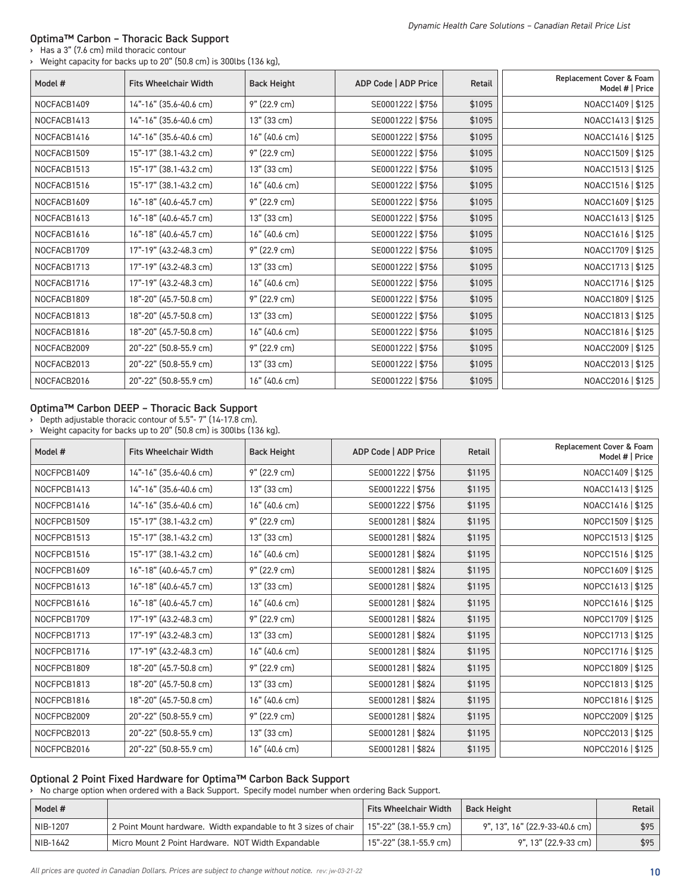## Optima™ Carbon – Thoracic Back Support

- Has a 3" (7.6 cm) mild thoracic contour
- Weight capacity for backs up to 20" (50.8 cm) is 300lbs (136 kg),

| Model # | Fits Wheelchair Width | Back Height | ADP Code \| ADP Price | Retail | Replacement Cover & Foam Model # \| Price |
|---|---|---|---|---|---|
| NOCFACB1409 | 14"-16" (35.6-40.6 cm) | 9" (22.9 cm) | SE0001222 \| $756 | $1095 | NOACC1409 \| $125 |
| NOCFACB1413 | 14"-16" (35.6-40.6 cm) | 13" (33 cm) | SE0001222 \| $756 | $1095 | NOACC1413 \| $125 |
| NOCFACB1416 | 14"-16" (35.6-40.6 cm) | 16" (40.6 cm) | SE0001222 \| $756 | $1095 | NOACC1416 \| $125 |
| NOCFACB1509 | 15"-17" (38.1-43.2 cm) | 9" (22.9 cm) | SE0001222 \| $756 | $1095 | NOACC1509 \| $125 |
| NOCFACB1513 | 15"-17" (38.1-43.2 cm) | 13" (33 cm) | SE0001222 \| $756 | $1095 | NOACC1513 \| $125 |
| NOCFACB1516 | 15"-17" (38.1-43.2 cm) | 16" (40.6 cm) | SE0001222 \| $756 | $1095 | NOACC1516 \| $125 |
| NOCFACB1609 | 16"-18" (40.6-45.7 cm) | 9" (22.9 cm) | SE0001222 \| $756 | $1095 | NOACC1609 \| $125 |
| NOCFACB1613 | 16"-18" (40.6-45.7 cm) | 13" (33 cm) | SE0001222 \| $756 | $1095 | NOACC1613 \| $125 |
| NOCFACB1616 | 16"-18" (40.6-45.7 cm) | 16" (40.6 cm) | SE0001222 \| $756 | $1095 | NOACC1616 \| $125 |
| NOCFACB1709 | 17"-19" (43.2-48.3 cm) | 9" (22.9 cm) | SE0001222 \| $756 | $1095 | NOACC1709 \| $125 |
| NOCFACB1713 | 17"-19" (43.2-48.3 cm) | 13" (33 cm) | SE0001222 \| $756 | $1095 | NOACC1713 \| $125 |
| NOCFACB1716 | 17"-19" (43.2-48.3 cm) | 16" (40.6 cm) | SE0001222 \| $756 | $1095 | NOACC1716 \| $125 |
| NOCFACB1809 | 18"-20" (45.7-50.8 cm) | 9" (22.9 cm) | SE0001222 \| $756 | $1095 | NOACC1809 \| $125 |
| NOCFACB1813 | 18"-20" (45.7-50.8 cm) | 13" (33 cm) | SE0001222 \| $756 | $1095 | NOACC1813 \| $125 |
| NOCFACB1816 | 18"-20" (45.7-50.8 cm) | 16" (40.6 cm) | SE0001222 \| $756 | $1095 | NOACC1816 \| $125 |
| NOCFACB2009 | 20"-22" (50.8-55.9 cm) | 9" (22.9 cm) | SE0001222 \| $756 | $1095 | NOACC2009 \| $125 |
| NOCFACB2013 | 20"-22" (50.8-55.9 cm) | 13" (33 cm) | SE0001222 \| $756 | $1095 | NOACC2013 \| $125 |
| NOCFACB2016 | 20"-22" (50.8-55.9 cm) | 16" (40.6 cm) | SE0001222 \| $756 | $1095 | NOACC2016 \| $125 |

## Optima™ Carbon DEEP – Thoracic Back Support

- Depth adjustable thoracic contour of 5.5"- 7" (14-17.8 cm).
- Weight capacity for backs up to 20" (50.8 cm) is 300lbs (136 kg).

| Model # | Fits Wheelchair Width | Back Height | ADP Code \| ADP Price | Retail | Replacement Cover & Foam Model # \| Price |
|---|---|---|---|---|---|
| NOCFPCB1409 | 14"-16" (35.6-40.6 cm) | 9" (22.9 cm) | SE0001222 \| $756 | $1195 | NOACC1409 \| $125 |
| NOCFPCB1413 | 14"-16" (35.6-40.6 cm) | 13" (33 cm) | SE0001222 \| $756 | $1195 | NOACC1413 \| $125 |
| NOCFPCB1416 | 14"-16" (35.6-40.6 cm) | 16" (40.6 cm) | SE0001222 \| $756 | $1195 | NOACC1416 \| $125 |
| NOCFPCB1509 | 15"-17" (38.1-43.2 cm) | 9" (22.9 cm) | SE0001281 \| $824 | $1195 | NOPCC1509 \| $125 |
| NOCFPCB1513 | 15"-17" (38.1-43.2 cm) | 13" (33 cm) | SE0001281 \| $824 | $1195 | NOPCC1513 \| $125 |
| NOCFPCB1516 | 15"-17" (38.1-43.2 cm) | 16" (40.6 cm) | SE0001281 \| $824 | $1195 | NOPCC1516 \| $125 |
| NOCFPCB1609 | 16"-18" (40.6-45.7 cm) | 9" (22.9 cm) | SE0001281 \| $824 | $1195 | NOPCC1609 \| $125 |
| NOCFPCB1613 | 16"-18" (40.6-45.7 cm) | 13" (33 cm) | SE0001281 \| $824 | $1195 | NOPCC1613 \| $125 |
| NOCFPCB1616 | 16"-18" (40.6-45.7 cm) | 16" (40.6 cm) | SE0001281 \| $824 | $1195 | NOPCC1616 \| $125 |
| NOCFPCB1709 | 17"-19" (43.2-48.3 cm) | 9" (22.9 cm) | SE0001281 \| $824 | $1195 | NOPCC1709 \| $125 |
| NOCFPCB1713 | 17"-19" (43.2-48.3 cm) | 13" (33 cm) | SE0001281 \| $824 | $1195 | NOPCC1713 \| $125 |
| NOCFPCB1716 | 17"-19" (43.2-48.3 cm) | 16" (40.6 cm) | SE0001281 \| $824 | $1195 | NOPCC1716 \| $125 |
| NOCFPCB1809 | 18"-20" (45.7-50.8 cm) | 9" (22.9 cm) | SE0001281 \| $824 | $1195 | NOPCC1809 \| $125 |
| NOCFPCB1813 | 18"-20" (45.7-50.8 cm) | 13" (33 cm) | SE0001281 \| $824 | $1195 | NOPCC1813 \| $125 |
| NOCFPCB1816 | 18"-20" (45.7-50.8 cm) | 16" (40.6 cm) | SE0001281 \| $824 | $1195 | NOPCC1816 \| $125 |
| NOCFPCB2009 | 20"-22" (50.8-55.9 cm) | 9" (22.9 cm) | SE0001281 \| $824 | $1195 | NOPCC2009 \| $125 |
| NOCFPCB2013 | 20"-22" (50.8-55.9 cm) | 13" (33 cm) | SE0001281 \| $824 | $1195 | NOPCC2013 \| $125 |
| NOCFPCB2016 | 20"-22" (50.8-55.9 cm) | 16" (40.6 cm) | SE0001281 \| $824 | $1195 | NOPCC2016 \| $125 |

## Optional 2 Point Fixed Hardware for Optima™ Carbon Back Support

- No charge option when ordered with a Back Support. Specify model number when ordering Back Support.

| Model # | | Fits Wheelchair Width | Back Height | Retail |
|---|---|---|---|---|
| NIB-1207 | 2 Point Mount hardware. Width expandable to fit 3 sizes of chair | 15"-22" (38.1-55.9 cm) | 9", 13", 16" (22.9-33-40.6 cm) | $95 |
| NIB-1642 | Micro Mount 2 Point Hardware. NOT Width Expandable | 15"-22" (38.1-55.9 cm) | 9", 13" (22.9-33 cm) | $95 |

*All prices are quoted in Canadian Dollars. Prices are subject to change without notice. rev: jw-03-21-22*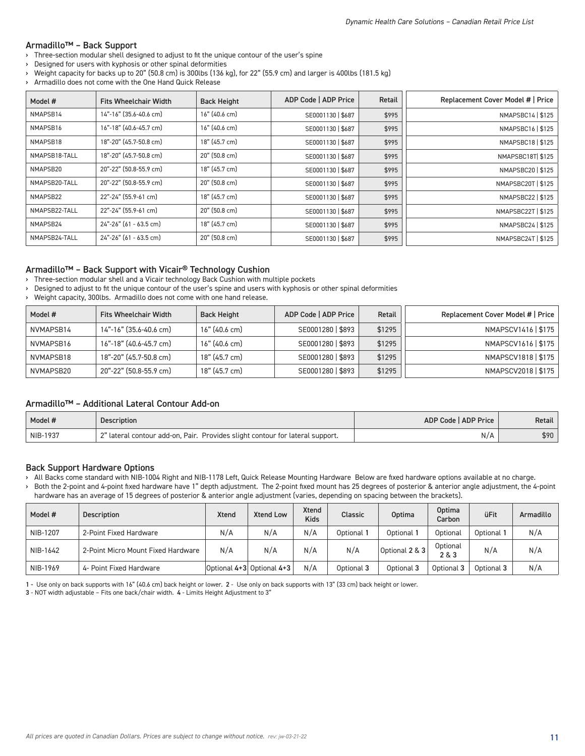## Armadillo™ – Back Support

- Three-section modular shell designed to adjust to fit the unique contour of the user's spine
- Designed for users with kyphosis or other spinal deformities
- Weight capacity for backs up to 20" (50.8 cm) is 300lbs (136 kg), for 22" (55.9 cm) and larger is 400lbs (181.5 kg)
- Armadillo does not come with the One Hand Quick Release

| Model # | Fits Wheelchair Width | Back Height | ADP Code \| ADP Price | Retail | Replacement Cover Model # \| Price |
|---|---|---|---|---|---|
| NMAPSB14 | 14"-16" (35.6-40.6 cm) | 16" (40.6 cm) | SE0001130 \| $687 | $995 | NMAPSBC14 \| $125 |
| NMAPSB16 | 16"-18" (40.6-45.7 cm) | 16" (40.6 cm) | SE0001130 \| $687 | $995 | NMAPSBC16 \| $125 |
| NMAPSB18 | 18"-20" (45.7-50.8 cm) | 18" (45.7 cm) | SE0001130 \| $687 | $995 | NMAPSBC18 \| $125 |
| NMAPSB18-TALL | 18"-20" (45.7-50.8 cm) | 20" (50.8 cm) | SE0001130 \| $687 | $995 | NMAPSBC18T\| $125 |
| NMAPSB20 | 20"-22" (50.8-55.9 cm) | 18" (45.7 cm) | SE0001130 \| $687 | $995 | NMAPSBC20 \| $125 |
| NMAPSB20-TALL | 20"-22" (50.8-55.9 cm) | 20" (50.8 cm) | SE0001130 \| $687 | $995 | NMAPSBC20T \| $125 |
| NMAPSB22 | 22"-24" (55.9-61 cm) | 18" (45.7 cm) | SE0001130 \| $687 | $995 | NMAPSBC22 \| $125 |
| NMAPSB22-TALL | 22"-24" (55.9-61 cm) | 20" (50.8 cm) | SE0001130 \| $687 | $995 | NMAPSBC22T \| $125 |
| NMAPSB24 | 24"-26" (61 - 63.5 cm) | 18" (45.7 cm) | SE0001130 \| $687 | $995 | NMAPSBC24 \| $125 |
| NMAPSB24-TALL | 24"-26" (61 - 63.5 cm) | 20" (50.8 cm) | SE0001130 \| $687 | $995 | NMAPSBC24T \| $125 |

## Armadillo™ – Back Support with Vicair® Technology Cushion

- Three-section modular shell and a Vicair technology Back Cushion with multiple pockets
- Designed to adjust to fit the unique contour of the user's spine and users with kyphosis or other spinal deformities
- Weight capacity, 300lbs. Armadillo does not come with one hand release.

| Model # | Fits Wheelchair Width | Back Height | ADP Code \| ADP Price | Retail | Replacement Cover Model # \| Price |
|---|---|---|---|---|---|
| NVMAPSB14 | 14"-16" (35.6-40.6 cm) | 16" (40.6 cm) | SE0001280 \| $893 | $1295 | NMAPSCV1416 \| $175 |
| NVMAPSB16 | 16"-18" (40.6-45.7 cm) | 16" (40.6 cm) | SE0001280 \| $893 | $1295 | NMAPSCV1616 \| $175 |
| NVMAPSB18 | 18"-20" (45.7-50.8 cm) | 18" (45.7 cm) | SE0001280 \| $893 | $1295 | NMAPSCV1818 \| $175 |
| NVMAPSB20 | 20"-22" (50.8-55.9 cm) | 18" (45.7 cm) | SE0001280 \| $893 | $1295 | NMAPSCV2018 \| $175 |

## Armadillo™ – Additional Lateral Contour Add-on

| Model # | Description | ADP Code \| ADP Price | Retail |
|---|---|---|---|
| NIB-1937 | 2" lateral contour add-on, Pair. Provides slight contour for lateral support. | N/A | $90 |

## Back Support Hardware Options

- All Backs come standard with NIB-1004 Right and NIB-1178 Left, Quick Release Mounting Hardware Below are fixed hardware options available at no charge.
- Both the 2-point and 4-point fixed hardware have 1" depth adjustment. The 2-point fixed mount has 25 degrees of posterior & anterior angle adjustment, the 4-point hardware has an average of 15 degrees of posterior & anterior angle adjustment (varies, depending on spacing between the brackets).

| Model # | Description | Xtend | Xtend Low | Xtend Kids | Classic | Optima | Optima Carbon | üFit | Armadillo |
|---|---|---|---|---|---|---|---|---|---|
| NIB-1207 | 2-Point Fixed Hardware | N/A | N/A | N/A | Optional 1 | Optional 1 | Optional | Optional 1 | N/A |
| NIB-1642 | 2-Point Micro Mount Fixed Hardware | N/A | N/A | N/A | N/A | Optional 2 & 3 | Optional 2 & 3 | N/A | N/A |
| NIB-1969 | 4- Point Fixed Hardware | Optional 4+3 | Optional 4+3 | N/A | Optional 3 | Optional 3 | Optional 3 | Optional 3 | N/A |

**1** - Use only on back supports with 16" (40.6 cm) back height or lower. **2** - Use only on back supports with 13" (33 cm) back height or lower.
**3** - NOT width adjustable – Fits one back/chair width. **4** - Limits Height Adjustment to 3"

*All prices are quoted in Canadian Dollars. Prices are subject to change without notice.* *rev: jw-03-21-22*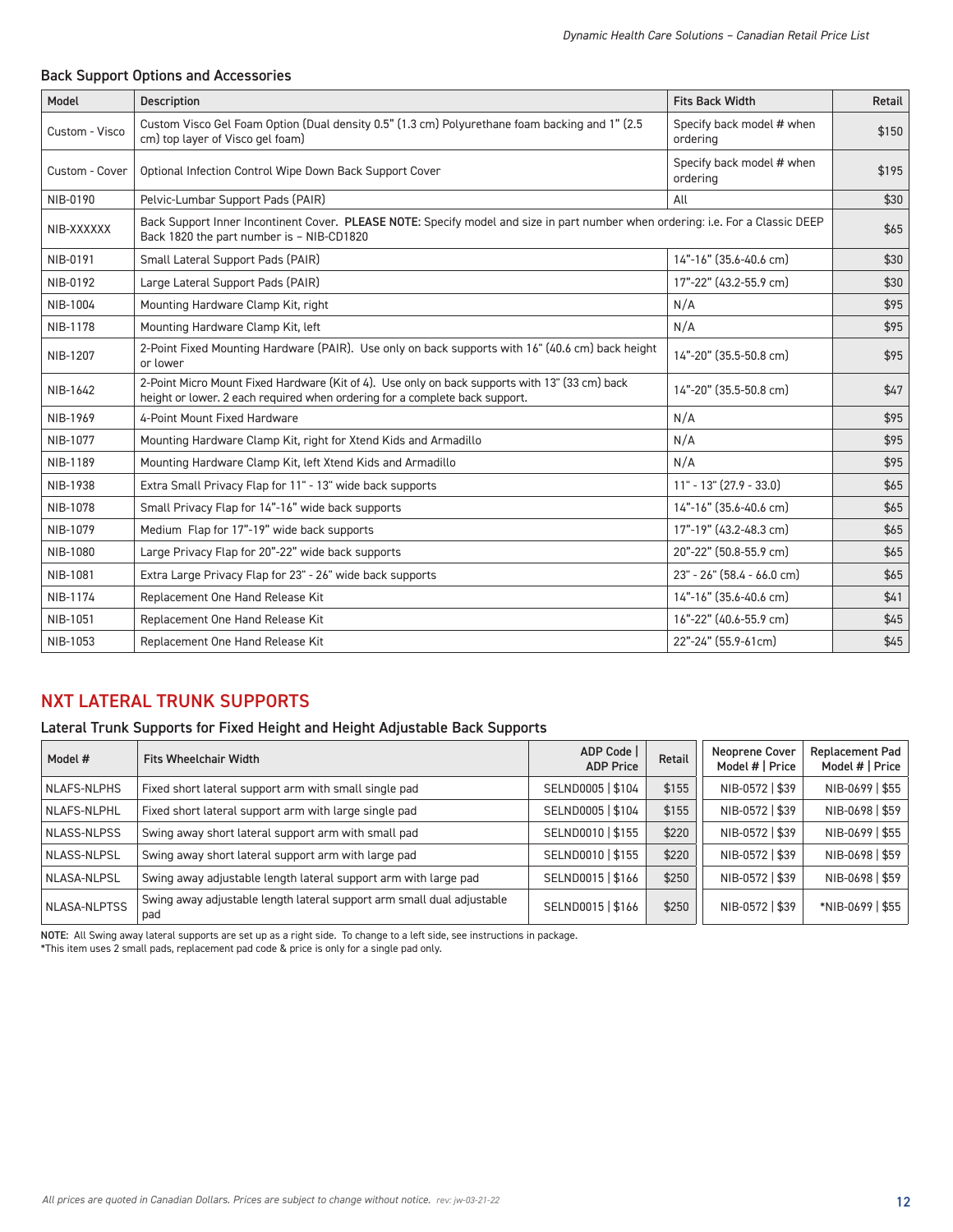### Back Support Options and Accessories

| Model | Description | Fits Back Width | Retail |
|---|---|---|---|
| Custom - Visco | Custom Visco Gel Foam Option (Dual density 0.5" (1.3 cm) Polyurethane foam backing and 1" (2.5 cm) top layer of Visco gel foam) | Specify back model # when ordering | $150 |
| Custom - Cover | Optional Infection Control Wipe Down Back Support Cover | Specify back model # when ordering | $195 |
| NIB-0190 | Pelvic-Lumbar Support Pads (PAIR) | All | $30 |
| NIB-XXXXXX | Back Support Inner Incontinent Cover. **PLEASE NOTE**: Specify model and size in part number when ordering: i.e. For a Classic DEEP Back 1820 the part number is – NIB-CD1820 | | $65 |
| NIB-0191 | Small Lateral Support Pads (PAIR) | 14"-16" (35.6-40.6 cm) | $30 |
| NIB-0192 | Large Lateral Support Pads (PAIR) | 17"-22" (43.2-55.9 cm) | $30 |
| NIB-1004 | Mounting Hardware Clamp Kit, right | N/A | $95 |
| NIB-1178 | Mounting Hardware Clamp Kit, left | N/A | $95 |
| NIB-1207 | 2-Point Fixed Mounting Hardware (PAIR). Use only on back supports with 16" (40.6 cm) back height or lower | 14"-20" (35.5-50.8 cm) | $95 |
| NIB-1642 | 2-Point Micro Mount Fixed Hardware (Kit of 4). Use only on back supports with 13" (33 cm) back height or lower. 2 each required when ordering for a complete back support. | 14"-20" (35.5-50.8 cm) | $47 |
| NIB-1969 | 4-Point Mount Fixed Hardware | N/A | $95 |
| NIB-1077 | Mounting Hardware Clamp Kit, right for Xtend Kids and Armadillo | N/A | $95 |
| NIB-1189 | Mounting Hardware Clamp Kit, left Xtend Kids and Armadillo | N/A | $95 |
| NIB-1938 | Extra Small Privacy Flap for 11" - 13" wide back supports | 11" - 13" (27.9 - 33.0) | $65 |
| NIB-1078 | Small Privacy Flap for 14"-16" wide back supports | 14"-16" (35.6-40.6 cm) | $65 |
| NIB-1079 | Medium Flap for 17"-19" wide back supports | 17"-19" (43.2-48.3 cm) | $65 |
| NIB-1080 | Large Privacy Flap for 20"-22" wide back supports | 20"-22" (50.8-55.9 cm) | $65 |
| NIB-1081 | Extra Large Privacy Flap for 23" - 26" wide back supports | 23" - 26" (58.4 - 66.0 cm) | $65 |
| NIB-1174 | Replacement One Hand Release Kit | 14"-16" (35.6-40.6 cm) | $41 |
| NIB-1051 | Replacement One Hand Release Kit | 16"-22" (40.6-55.9 cm) | $45 |
| NIB-1053 | Replacement One Hand Release Kit | 22"-24" (55.9-61cm) | $45 |

## NXT LATERAL TRUNK SUPPORTS

### Lateral Trunk Supports for Fixed Height and Height Adjustable Back Supports

| Model # | Fits Wheelchair Width | ADP Code \| ADP Price | Retail | Neoprene Cover Model # \| Price | Replacement Pad Model # \| Price |
|---|---|---|---|---|---|
| NLAFS-NLPHS | Fixed short lateral support arm with small single pad | SELND0005 \| $104 | $155 | NIB-0572 \| $39 | NIB-0699 \| $55 |
| NLAFS-NLPHL | Fixed short lateral support arm with large single pad | SELND0005 \| $104 | $155 | NIB-0572 \| $39 | NIB-0698 \| $59 |
| NLASS-NLPSS | Swing away short lateral support arm with small pad | SELND0010 \| $155 | $220 | NIB-0572 \| $39 | NIB-0699 \| $55 |
| NLASS-NLPSL | Swing away short lateral support arm with large pad | SELND0010 \| $155 | $220 | NIB-0572 \| $39 | NIB-0698 \| $59 |
| NLASA-NLPSL | Swing away adjustable length lateral support arm with large pad | SELND0015 \| $166 | $250 | NIB-0572 \| $39 | NIB-0698 \| $59 |
| NLASA-NLPTSS | Swing away adjustable length lateral support arm small dual adjustable pad | SELND0015 \| $166 | $250 | NIB-0572 \| $39 | *NIB-0699 \| $55 |

NOTE: All Swing away lateral supports are set up as a right side. To change to a left side, see instructions in package.
*This item uses 2 small pads, replacement pad code & price is only for a single pad only.

*All prices are quoted in Canadian Dollars. Prices are subject to change without notice.* *rev: jw-03-21-22*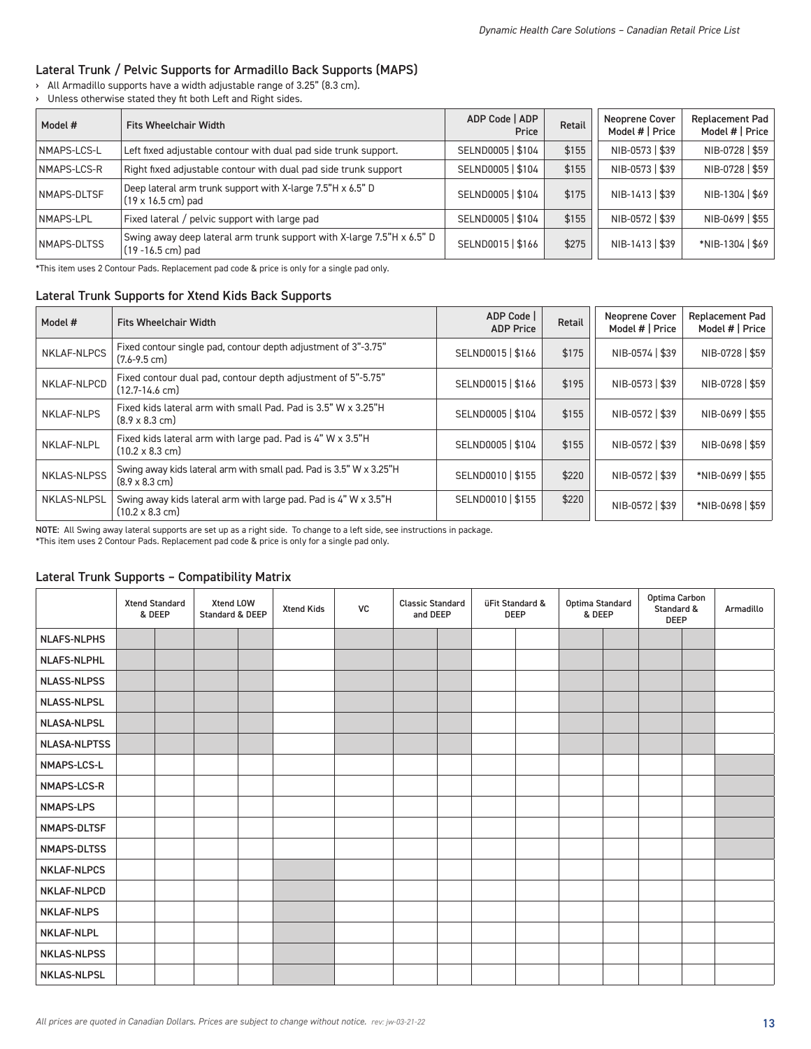## Lateral Trunk / Pelvic Supports for Armadillo Back Supports (MAPS)

- All Armadillo supports have a width adjustable range of 3.25" (8.3 cm).
- Unless otherwise stated they fit both Left and Right sides.

| Model # | Fits Wheelchair Width | ADP Code \| ADP Price | Retail | Neoprene Cover Model # \| Price | Replacement Pad Model # \| Price |
|---|---|---|---|---|---|
| NMAPS-LCS-L | Left fixed adjustable contour with dual pad side trunk support. | SELND0005 \| $104 | $155 | NIB-0573 \| $39 | NIB-0728 \| $59 |
| NMAPS-LCS-R | Right fixed adjustable contour with dual pad side trunk support | SELND0005 \| $104 | $155 | NIB-0573 \| $39 | NIB-0728 \| $59 |
| NMAPS-DLTSF | Deep lateral arm trunk support with X-large 7.5"H x 6.5" D (19 x 16.5 cm) pad | SELND0005 \| $104 | $175 | NIB-1413 \| $39 | NIB-1304 \| $69 |
| NMAPS-LPL | Fixed lateral / pelvic support with large pad | SELND0005 \| $104 | $155 | NIB-0572 \| $39 | NIB-0699 \| $55 |
| NMAPS-DLTSS | Swing away deep lateral arm trunk support with X-large 7.5"H x 6.5" D (19 -16.5 cm) pad | SELND0015 \| $166 | $275 | NIB-1413 \| $39 | *NIB-1304 \| $69 |

*This item uses 2 Contour Pads. Replacement pad code & price is only for a single pad only.

## Lateral Trunk Supports for Xtend Kids Back Supports

| Model # | Fits Wheelchair Width | ADP Code \| ADP Price | Retail | Neoprene Cover Model # \| Price | Replacement Pad Model # \| Price |
|---|---|---|---|---|---|
| NKLAF-NLPCS | Fixed contour single pad, contour depth adjustment of 3"-3.75" (7.6-9.5 cm) | SELND0015 \| $166 | $175 | NIB-0574 \| $39 | NIB-0728 \| $59 |
| NKLAF-NLPCD | Fixed contour dual pad, contour depth adjustment of 5"-5.75" (12.7-14.6 cm) | SELND0015 \| $166 | $195 | NIB-0573 \| $39 | NIB-0728 \| $59 |
| NKLAF-NLPS | Fixed kids lateral arm with small Pad. Pad is 3.5" W x 3.25"H (8.9 x 8.3 cm) | SELND0005 \| $104 | $155 | NIB-0572 \| $39 | NIB-0699 \| $55 |
| NKLAF-NLPL | Fixed kids lateral arm with large pad. Pad is 4" W x 3.5"H (10.2 x 8.3 cm) | SELND0005 \| $104 | $155 | NIB-0572 \| $39 | NIB-0698 \| $59 |
| NKLAS-NLPSS | Swing away kids lateral arm with small pad. Pad is 3.5" W x 3.25"H (8.9 x 8.3 cm) | SELND0010 \| $155 | $220 | NIB-0572 \| $39 | *NIB-0699 \| $55 |
| NKLAS-NLPSL | Swing away kids lateral arm with large pad. Pad is 4" W x 3.5"H (10.2 x 8.3 cm) | SELND0010 \| $155 | $220 | NIB-0572 \| $39 | *NIB-0698 \| $59 |

NOTE: All Swing away lateral supports are set up as a right side. To change to a left side, see instructions in package.
*This item uses 2 Contour Pads. Replacement pad code & price is only for a single pad only.

## Lateral Trunk Supports – Compatibility Matrix

| | Xtend Standard & DEEP | | Xtend LOW Standard & DEEP | | Xtend Kids | VC | Classic Standard and DEEP | | üFit Standard & DEEP | | Optima Standard & DEEP | | Optima Carbon Standard & DEEP | | Armadillo |
|---|---|---|---|---|---|---|---|---|---|---|---|---|---|---|---|
| NLAFS-NLPHS | ■ | ■ | ■ | ■ | | ■ | ■ | ■ | | | ■ | ■ | ■ | ■ | |
| NLAFS-NLPHL | ■ | ■ | ■ | ■ | | ■ | ■ | ■ | | | ■ | ■ | ■ | ■ | |
| NLASS-NLPSS | ■ | ■ | ■ | ■ | | ■ | ■ | ■ | | | ■ | ■ | ■ | ■ | |
| NLASS-NLPSL | ■ | ■ | ■ | ■ | | ■ | ■ | ■ | | | ■ | ■ | ■ | ■ | |
| NLASA-NLPSL | ■ | ■ | ■ | ■ | | ■ | ■ | ■ | | | ■ | ■ | ■ | ■ | |
| NLASA-NLPTSS | ■ | ■ | ■ | ■ | | ■ | ■ | ■ | | | ■ | ■ | ■ | ■ | |
| NMAPS-LCS-L | | | | | | | | | | | | | | | ■ |
| NMAPS-LCS-R | | | | | | | | | | | | | | | ■ |
| NMAPS-LPS | | | | | | | | | | | | | | | ■ |
| NMAPS-DLTSF | | | | | | | | | | | | | | | ■ |
| NMAPS-DLTSS | | | | | | | | | | | | | | | ■ |
| NKLAF-NLPCS | | | | | ■ | | | | | | | | | | |
| NKLAF-NLPCD | | | | | ■ | | | | | | | | | | |
| NKLAF-NLPS | | | | | ■ | | | | | | | | | | |
| NKLAF-NLPL | | | | | ■ | | | | | | | | | | |
| NKLAS-NLPSS | | | | | ■ | | | | | | | | | | |
| NKLAS-NLPSL | | | | | ■ | | | | | | | | | | |

*All prices are quoted in Canadian Dollars. Prices are subject to change without notice.* rev: jw-03-21-22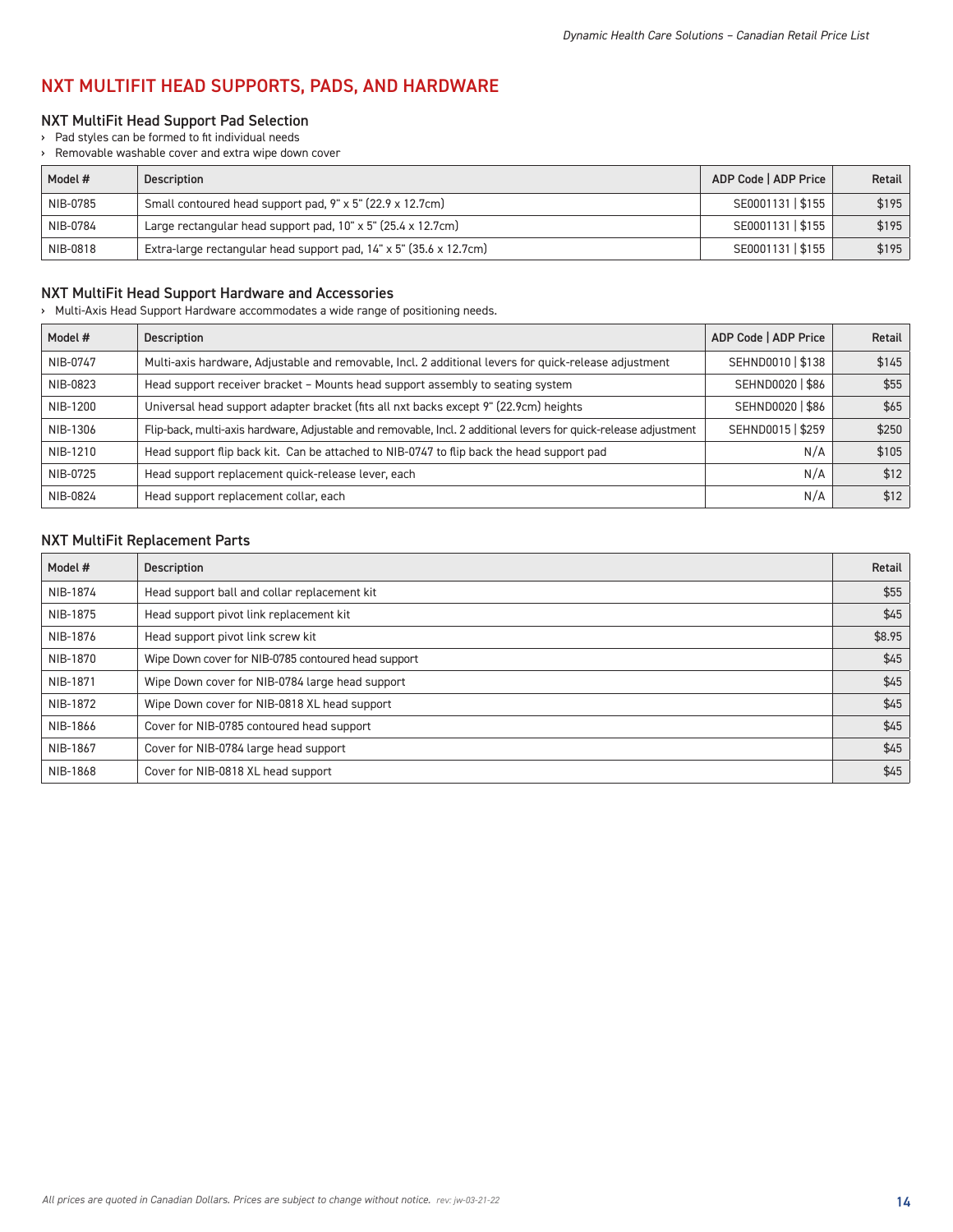# NXT MULTIFIT HEAD SUPPORTS, PADS, AND HARDWARE

### NXT MultiFit Head Support Pad Selection

- Pad styles can be formed to fit individual needs
- Removable washable cover and extra wipe down cover

| Model # | Description | ADP Code \| ADP Price | Retail |
|---|---|---|---|
| NIB-0785 | Small contoured head support pad, 9" x 5" (22.9 x 12.7cm) | SE0001131 \| $155 | $195 |
| NIB-0784 | Large rectangular head support pad, 10" x 5" (25.4 x 12.7cm) | SE0001131 \| $155 | $195 |
| NIB-0818 | Extra-large rectangular head support pad, 14" x 5" (35.6 x 12.7cm) | SE0001131 \| $155 | $195 |

### NXT MultiFit Head Support Hardware and Accessories

- Multi-Axis Head Support Hardware accommodates a wide range of positioning needs.

| Model # | Description | ADP Code \| ADP Price | Retail |
|---|---|---|---|
| NIB-0747 | Multi-axis hardware, Adjustable and removable, Incl. 2 additional levers for quick-release adjustment | SEHND0010 \| $138 | $145 |
| NIB-0823 | Head support receiver bracket – Mounts head support assembly to seating system | SEHND0020 \| $86 | $55 |
| NIB-1200 | Universal head support adapter bracket (fits all nxt backs except 9" (22.9cm) heights | SEHND0020 \| $86 | $65 |
| NIB-1306 | Flip-back, multi-axis hardware, Adjustable and removable, Incl. 2 additional levers for quick-release adjustment | SEHND0015 \| $259 | $250 |
| NIB-1210 | Head support flip back kit. Can be attached to NIB-0747 to flip back the head support pad | N/A | $105 |
| NIB-0725 | Head support replacement quick-release lever, each | N/A | $12 |
| NIB-0824 | Head support replacement collar, each | N/A | $12 |

### NXT MultiFit Replacement Parts

| Model # | Description | Retail |
|---|---|---|
| NIB-1874 | Head support ball and collar replacement kit | $55 |
| NIB-1875 | Head support pivot link replacement kit | $45 |
| NIB-1876 | Head support pivot link screw kit | $8.95 |
| NIB-1870 | Wipe Down cover for NIB-0785 contoured head support | $45 |
| NIB-1871 | Wipe Down cover for NIB-0784 large head support | $45 |
| NIB-1872 | Wipe Down cover for NIB-0818 XL head support | $45 |
| NIB-1866 | Cover for NIB-0785 contoured head support | $45 |
| NIB-1867 | Cover for NIB-0784 large head support | $45 |
| NIB-1868 | Cover for NIB-0818 XL head support | $45 |

*All prices are quoted in Canadian Dollars. Prices are subject to change without notice.* *rev: jw-03-21-22*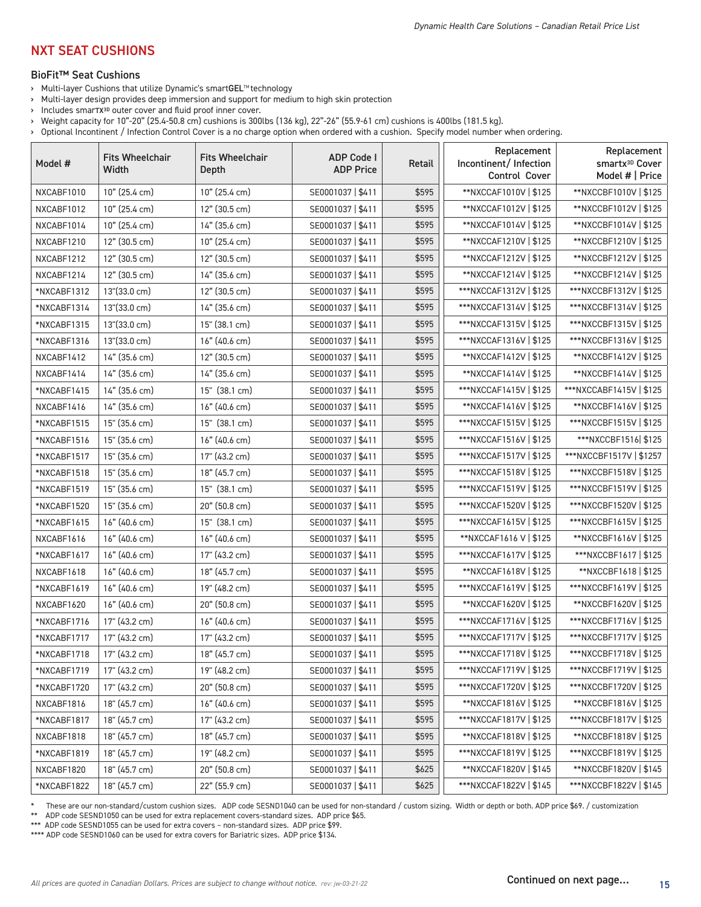## NXT SEAT CUSHIONS

### BioFit™ Seat Cushions

- Multi-layer Cushions that utilize Dynamic's smartGEL™ technology
- Multi-layer design provides deep immersion and support for medium to high skin protection
- Includes smarTX3D outer cover and fluid proof inner cover.
- Weight capacity for 10"-20" (25.4-50.8 cm) cushions is 300lbs (136 kg), 22"-26" (55.9-61 cm) cushions is 400lbs (181.5 kg).
- Optional Incontinent / Infection Control Cover is a no charge option when ordered with a cushion. Specify model number when ordering.

| Model # | Fits Wheelchair Width | Fits Wheelchair Depth | ADP Code I ADP Price | Retail | Replacement Incontinent/ Infection Control Cover | Replacement smartx3D Cover Model # \| Price |
|---|---|---|---|---|---|---|
| NXCABF1010 | 10" (25.4 cm) | 10" (25.4 cm) | SE0001037 \| $411 | $595 | **NXCCAF1010V \| $125 | **NXCCBF1010V \| $125 |
| NXCABF1012 | 10" (25.4 cm) | 12" (30.5 cm) | SE0001037 \| $411 | $595 | **NXCCAF1012V \| $125 | **NXCCBF1012V \| $125 |
| NXCABF1014 | 10" (25.4 cm) | 14" (35.6 cm) | SE0001037 \| $411 | $595 | **NXCCAF1014V \| $125 | **NXCCBF1014V \| $125 |
| NXCABF1210 | 12" (30.5 cm) | 10" (25.4 cm) | SE0001037 \| $411 | $595 | **NXCCAF1210V \| $125 | **NXCCBF1210V \| $125 |
| NXCABF1212 | 12" (30.5 cm) | 12" (30.5 cm) | SE0001037 \| $411 | $595 | **NXCCAF1212V \| $125 | **NXCCBF1212V \| $125 |
| NXCABF1214 | 12" (30.5 cm) | 14" (35.6 cm) | SE0001037 \| $411 | $595 | **NXCCAF1214V \| $125 | **NXCCBF1214V \| $125 |
| *NXCABF1312 | 13"(33.0 cm) | 12" (30.5 cm) | SE0001037 \| $411 | $595 | ***NXCCAF1312V \| $125 | ***NXCCBF1312V \| $125 |
| *NXCABF1314 | 13"(33.0 cm) | 14" (35.6 cm) | SE0001037 \| $411 | $595 | ***NXCCAF1314V \| $125 | ***NXCCBF1314V \| $125 |
| *NXCABF1315 | 13"(33.0 cm) | 15" (38.1 cm) | SE0001037 \| $411 | $595 | ***NXCCAF1315V \| $125 | ***NXCCBF1315V \| $125 |
| *NXCABF1316 | 13"(33.0 cm) | 16" (40.6 cm) | SE0001037 \| $411 | $595 | ***NXCCAF1316V \| $125 | ***NXCCBF1316V \| $125 |
| NXCABF1412 | 14" (35.6 cm) | 12" (30.5 cm) | SE0001037 \| $411 | $595 | **NXCCAF1412V \| $125 | **NXCCBF1412V \| $125 |
| NXCABF1414 | 14" (35.6 cm) | 14" (35.6 cm) | SE0001037 \| $411 | $595 | **NXCCAF1414V \| $125 | **NXCCBF1414V \| $125 |
| *NXCABF1415 | 14" (35.6 cm) | 15" (38.1 cm) | SE0001037 \| $411 | $595 | ***NXCCAF1415V \| $125 | ***NXCCABF1415V \| $125 |
| NXCABF1416 | 14" (35.6 cm) | 16" (40.6 cm) | SE0001037 \| $411 | $595 | **NXCCAF1416V \| $125 | **NXCCBF1416V \| $125 |
| *NXCABF1515 | 15" (35.6 cm) | 15" (38.1 cm) | SE0001037 \| $411 | $595 | ***NXCCAF1515V \| $125 | ***NXCCBF1515V \| $125 |
| *NXCABF1516 | 15" (35.6 cm) | 16" (40.6 cm) | SE0001037 \| $411 | $595 | ***NXCCAF1516V \| $125 | ***NXCCBF1516\| $125 |
| *NXCABF1517 | 15" (35.6 cm) | 17" (43.2 cm) | SE0001037 \| $411 | $595 | ***NXCCAF1517V \| $125 | ***NXCCBF1517V \| $1257 |
| *NXCABF1518 | 15" (35.6 cm) | 18" (45.7 cm) | SE0001037 \| $411 | $595 | ***NXCCAF1518V \| $125 | ***NXCCBF1518V \| $125 |
| *NXCABF1519 | 15" (35.6 cm) | 15" (38.1 cm) | SE0001037 \| $411 | $595 | ***NXCCAF1519V \| $125 | ***NXCCBF1519V \| $125 |
| *NXCABF1520 | 15" (35.6 cm) | 20" (50.8 cm) | SE0001037 \| $411 | $595 | ***NXCCAF1520V \| $125 | ***NXCCBF1520V \| $125 |
| *NXCABF1615 | 16" (40.6 cm) | 15" (38.1 cm) | SE0001037 \| $411 | $595 | ***NXCCAF1615V \| $125 | ***NXCCBF1615V \| $125 |
| NXCABF1616 | 16" (40.6 cm) | 16" (40.6 cm) | SE0001037 \| $411 | $595 | **NXCCAF1616 V \| $125 | **NXCCBF1616V \| $125 |
| *NXCABF1617 | 16" (40.6 cm) | 17" (43.2 cm) | SE0001037 \| $411 | $595 | ***NXCCAF1617V \| $125 | ***NXCCBF1617 \| $125 |
| NXCABF1618 | 16" (40.6 cm) | 18" (45.7 cm) | SE0001037 \| $411 | $595 | **NXCCAF1618V \| $125 | **NXCCBF1618 \| $125 |
| *NXCABF1619 | 16" (40.6 cm) | 19" (48.2 cm) | SE0001037 \| $411 | $595 | ***NXCCAF1619V \| $125 | ***NXCCBF1619V \| $125 |
| NXCABF1620 | 16" (40.6 cm) | 20" (50.8 cm) | SE0001037 \| $411 | $595 | **NXCCAF1620V \| $125 | **NXCCBF1620V \| $125 |
| *NXCABF1716 | 17" (43.2 cm) | 16" (40.6 cm) | SE0001037 \| $411 | $595 | ***NXCCAF1716V \| $125 | ***NXCCBF1716V \| $125 |
| *NXCABF1717 | 17" (43.2 cm) | 17" (43.2 cm) | SE0001037 \| $411 | $595 | ***NXCCAF1717V \| $125 | ***NXCCBF1717V \| $125 |
| *NXCABF1718 | 17" (43.2 cm) | 18" (45.7 cm) | SE0001037 \| $411 | $595 | ***NXCCAF1718V \| $125 | ***NXCCBF1718V \| $125 |
| *NXCABF1719 | 17" (43.2 cm) | 19" (48.2 cm) | SE0001037 \| $411 | $595 | ***NXCCAF1719V \| $125 | ***NXCCBF1719V \| $125 |
| *NXCABF1720 | 17" (43.2 cm) | 20" (50.8 cm) | SE0001037 \| $411 | $595 | ***NXCCAF1720V \| $125 | ***NXCCBF1720V \| $125 |
| NXCABF1816 | 18" (45.7 cm) | 16" (40.6 cm) | SE0001037 \| $411 | $595 | **NXCCAF1816V \| $125 | **NXCCBF1816V \| $125 |
| *NXCABF1817 | 18" (45.7 cm) | 17" (43.2 cm) | SE0001037 \| $411 | $595 | ***NXCCAF1817V \| $125 | ***NXCCBF1817V \| $125 |
| NXCABF1818 | 18" (45.7 cm) | 18" (45.7 cm) | SE0001037 \| $411 | $595 | **NXCCAF1818V \| $125 | **NXCCBF1818V \| $125 |
| *NXCABF1819 | 18" (45.7 cm) | 19" (48.2 cm) | SE0001037 \| $411 | $595 | ***NXCCAF1819V \| $125 | ***NXCCBF1819V \| $125 |
| NXCABF1820 | 18" (45.7 cm) | 20" (50.8 cm) | SE0001037 \| $411 | $625 | **NXCCAF1820V \| $145 | **NXCCBF1820V \| $145 |
| *NXCABF1822 | 18" (45.7 cm) | 22" (55.9 cm) | SE0001037 \| $411 | $625 | ***NXCCAF1822V \| $145 | ***NXCCBF1822V \| $145 |

\* These are our non-standard/custom cushion sizes. ADP code SESND1040 can be used for non-standard / custom sizing. Width or depth or both. ADP price $69. / customization

\** ADP code SESND1050 can be used for extra replacement covers-standard sizes. ADP price $65.

\*** ADP code SESND1055 can be used for extra covers – non-standard sizes. ADP price $99.

\**** ADP code SESND1060 can be used for extra covers for Bariatric sizes. ADP price $134.

*All prices are quoted in Canadian Dollars. Prices are subject to change without notice.* *rev: jw-03-21-22*

Continued on next page...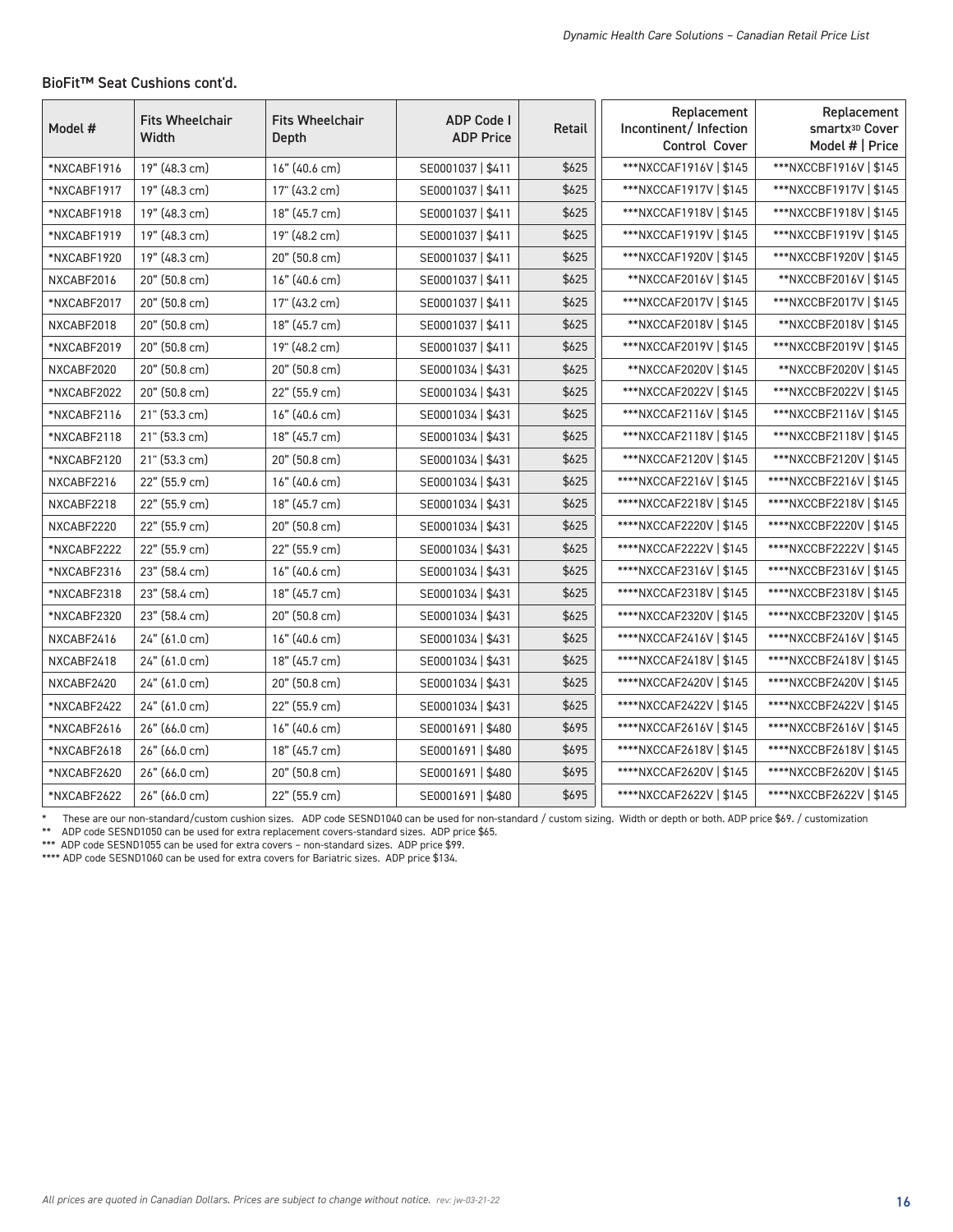### BioFit™ Seat Cushions cont'd.

| Model # | Fits Wheelchair Width | Fits Wheelchair Depth | ADP Code I ADP Price | Retail | Replacement Incontinent/ Infection Control Cover | Replacement smartx3D Cover Model # \| Price |
|---|---|---|---|---|---|---|
| *NXCABF1916 | 19" (48.3 cm) | 16" (40.6 cm) | SE0001037 \| $411 | $625 | ***NXCCAF1916V \| $145 | ***NXCCBF1916V \| $145 |
| *NXCABF1917 | 19" (48.3 cm) | 17" (43.2 cm) | SE0001037 \| $411 | $625 | ***NXCCAF1917V \| $145 | ***NXCCBF1917V \| $145 |
| *NXCABF1918 | 19" (48.3 cm) | 18" (45.7 cm) | SE0001037 \| $411 | $625 | ***NXCCAF1918V \| $145 | ***NXCCBF1918V \| $145 |
| *NXCABF1919 | 19" (48.3 cm) | 19" (48.2 cm) | SE0001037 \| $411 | $625 | ***NXCCAF1919V \| $145 | ***NXCCBF1919V \| $145 |
| *NXCABF1920 | 19" (48.3 cm) | 20" (50.8 cm) | SE0001037 \| $411 | $625 | ***NXCCAF1920V \| $145 | ***NXCCBF1920V \| $145 |
| NXCABF2016 | 20" (50.8 cm) | 16" (40.6 cm) | SE0001037 \| $411 | $625 | **NXCCAF2016V \| $145 | **NXCCBF2016V \| $145 |
| *NXCABF2017 | 20" (50.8 cm) | 17" (43.2 cm) | SE0001037 \| $411 | $625 | ***NXCCAF2017V \| $145 | ***NXCCBF2017V \| $145 |
| NXCABF2018 | 20" (50.8 cm) | 18" (45.7 cm) | SE0001037 \| $411 | $625 | **NXCCAF2018V \| $145 | **NXCCBF2018V \| $145 |
| *NXCABF2019 | 20" (50.8 cm) | 19" (48.2 cm) | SE0001037 \| $411 | $625 | ***NXCCAF2019V \| $145 | ***NXCCBF2019V \| $145 |
| NXCABF2020 | 20" (50.8 cm) | 20" (50.8 cm) | SE0001034 \| $431 | $625 | **NXCCAF2020V \| $145 | **NXCCBF2020V \| $145 |
| *NXCABF2022 | 20" (50.8 cm) | 22" (55.9 cm) | SE0001034 \| $431 | $625 | ***NXCCAF2022V \| $145 | ***NXCCBF2022V \| $145 |
| *NXCABF2116 | 21" (53.3 cm) | 16" (40.6 cm) | SE0001034 \| $431 | $625 | ***NXCCAF2116V \| $145 | ***NXCCBF2116V \| $145 |
| *NXCABF2118 | 21" (53.3 cm) | 18" (45.7 cm) | SE0001034 \| $431 | $625 | ***NXCCAF2118V \| $145 | ***NXCCBF2118V \| $145 |
| *NXCABF2120 | 21" (53.3 cm) | 20" (50.8 cm) | SE0001034 \| $431 | $625 | ***NXCCAF2120V \| $145 | ***NXCCBF2120V \| $145 |
| NXCABF2216 | 22" (55.9 cm) | 16" (40.6 cm) | SE0001034 \| $431 | $625 | ****NXCCAF2216V \| $145 | ****NXCCBF2216V \| $145 |
| NXCABF2218 | 22" (55.9 cm) | 18" (45.7 cm) | SE0001034 \| $431 | $625 | ****NXCCAF2218V \| $145 | ****NXCCBF2218V \| $145 |
| NXCABF2220 | 22" (55.9 cm) | 20" (50.8 cm) | SE0001034 \| $431 | $625 | ****NXCCAF2220V \| $145 | ****NXCCBF2220V \| $145 |
| *NXCABF2222 | 22" (55.9 cm) | 22" (55.9 cm) | SE0001034 \| $431 | $625 | ****NXCCAF2222V \| $145 | ****NXCCBF2222V \| $145 |
| *NXCABF2316 | 23" (58.4 cm) | 16" (40.6 cm) | SE0001034 \| $431 | $625 | ****NXCCAF2316V \| $145 | ****NXCCBF2316V \| $145 |
| *NXCABF2318 | 23" (58.4 cm) | 18" (45.7 cm) | SE0001034 \| $431 | $625 | ****NXCCAF2318V \| $145 | ****NXCCBF2318V \| $145 |
| *NXCABF2320 | 23" (58.4 cm) | 20" (50.8 cm) | SE0001034 \| $431 | $625 | ****NXCCAF2320V \| $145 | ****NXCCBF2320V \| $145 |
| NXCABF2416 | 24" (61.0 cm) | 16" (40.6 cm) | SE0001034 \| $431 | $625 | ****NXCCAF2416V \| $145 | ****NXCCBF2416V \| $145 |
| NXCABF2418 | 24" (61.0 cm) | 18" (45.7 cm) | SE0001034 \| $431 | $625 | ****NXCCAF2418V \| $145 | ****NXCCBF2418V \| $145 |
| NXCABF2420 | 24" (61.0 cm) | 20" (50.8 cm) | SE0001034 \| $431 | $625 | ****NXCCAF2420V \| $145 | ****NXCCBF2420V \| $145 |
| *NXCABF2422 | 24" (61.0 cm) | 22" (55.9 cm) | SE0001034 \| $431 | $625 | ****NXCCAF2422V \| $145 | ****NXCCBF2422V \| $145 |
| *NXCABF2616 | 26" (66.0 cm) | 16" (40.6 cm) | SE0001691 \| $480 | $695 | ****NXCCAF2616V \| $145 | ****NXCCBF2616V \| $145 |
| *NXCABF2618 | 26" (66.0 cm) | 18" (45.7 cm) | SE0001691 \| $480 | $695 | ****NXCCAF2618V \| $145 | ****NXCCBF2618V \| $145 |
| *NXCABF2620 | 26" (66.0 cm) | 20" (50.8 cm) | SE0001691 \| $480 | $695 | ****NXCCAF2620V \| $145 | ****NXCCBF2620V \| $145 |
| *NXCABF2622 | 26" (66.0 cm) | 22" (55.9 cm) | SE0001691 \| $480 | $695 | ****NXCCAF2622V \| $145 | ****NXCCBF2622V \| $145 |

\* These are our non-standard/custom cushion sizes. ADP code SESND1040 can be used for non-standard / custom sizing. Width or depth or both. ADP price $69. / customization

\** ADP code SESND1050 can be used for extra replacement covers-standard sizes. ADP price $65.

\*** ADP code SESND1055 can be used for extra covers – non-standard sizes. ADP price $99.

\**** ADP code SESND1060 can be used for extra covers for Bariatric sizes. ADP price $134.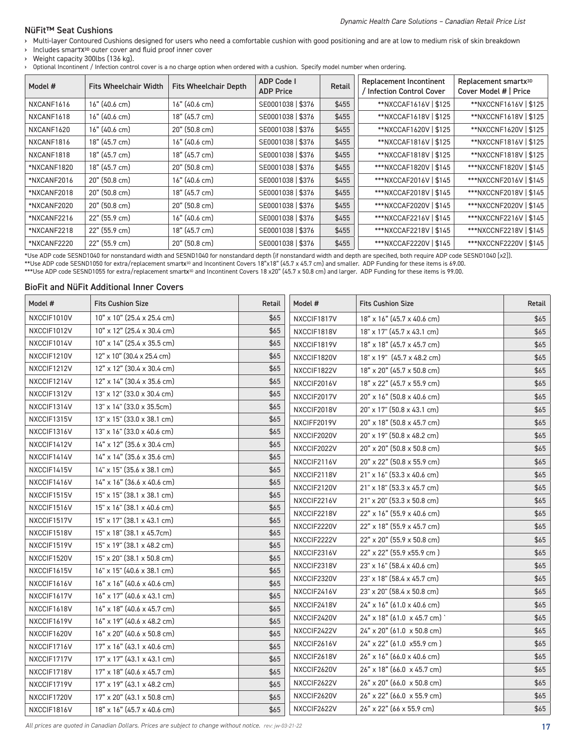## NüFit™ Seat Cushions

- Multi-layer Contoured Cushions designed for users who need a comfortable cushion with good positioning and are at low to medium risk of skin breakdown
- Includes smarTX$^{3D}$ outer cover and fluid proof inner cover
- Weight capacity 300lbs (136 kg).
- Optional Incontinent / Infection control cover is a no charge option when ordered with a cushion. Specify model number when ordering.

| Model # | Fits Wheelchair Width | Fits Wheelchair Depth | ADP Code I ADP Price | Retail | Replacement Incontinent / Infection Control Cover | Replacement smartx$^{3D}$ Cover Model # \| Price |
|---|---|---|---|---|---|---|
| NXCANF1616 | 16" (40.6 cm) | 16" (40.6 cm) | SE0001038 \| $376 | $455 | **NXCCAF1616V \| $125 | **NXCCNF1616V \| $125 |
| NXCANF1618 | 16" (40.6 cm) | 18" (45.7 cm) | SE0001038 \| $376 | $455 | **NXCCAF1618V \| $125 | **NXCCNF1618V \| $125 |
| NXCANF1620 | 16" (40.6 cm) | 20" (50.8 cm) | SE0001038 \| $376 | $455 | **NXCCAF1620V \| $125 | **NXCCNF1620V \| $125 |
| NXCANF1816 | 18" (45.7 cm) | 16" (40.6 cm) | SE0001038 \| $376 | $455 | **NXCCAF1816V \| $125 | **NXCCNF1816V \| $125 |
| NXCANF1818 | 18" (45.7 cm) | 18" (45.7 cm) | SE0001038 \| $376 | $455 | **NXCCAF1818V \| $125 | **NXCCNF1818V \| $125 |
| *NXCANF1820 | 18" (45.7 cm) | 20" (50.8 cm) | SE0001038 \| $376 | $455 | ***NXCCAF1820V \| $145 | ***NXCCNF1820V \| $145 |
| *NXCANF2016 | 20" (50.8 cm) | 16" (40.6 cm) | SE0001038 \| $376 | $455 | ***NXCCAF2016V \| $145 | ***NXCCNF2016V \| $145 |
| *NXCANF2018 | 20" (50.8 cm) | 18" (45.7 cm) | SE0001038 \| $376 | $455 | ***NXCCAF2018V \| $145 | ***NXCCNF2018V \| $145 |
| *NXCANF2020 | 20" (50.8 cm) | 20" (50.8 cm) | SE0001038 \| $376 | $455 | ***NXCCAF2020V \| $145 | ***NXCCNF2020V \| $145 |
| *NXCANF2216 | 22" (55.9 cm) | 16" (40.6 cm) | SE0001038 \| $376 | $455 | ***NXCCAF2216V \| $145 | ***NXCCNF2216V \| $145 |
| *NXCANF2218 | 22" (55.9 cm) | 18" (45.7 cm) | SE0001038 \| $376 | $455 | ***NXCCAF2218V \| $145 | ***NXCCNF2218V \| $145 |
| *NXCANF2220 | 22" (55.9 cm) | 20" (50.8 cm) | SE0001038 \| $376 | $455 | ***NXCCAF2220V \| $145 | ***NXCCNF2220V \| $145 |

*Use ADP code SESND1040 for nonstandard width and SESND1040 for nonstandard depth (if nonstandard width and depth are specified, both require ADP code SESND1040 [x2]).
**Use ADP code SESND1050 for extra/replacement smartx$^{3D}$ and Incontinent Covers 18"x18" (45.7 x 45.7 cm) and smaller. ADP Funding for these items is 69.00.
***Use ADP code SESND1055 for extra/replacement smartx$^{3D}$ and Incontinent Covers 18 x20" (45.7 x 50.8 cm) and larger. ADP Funding for these items is 99.00.

## BioFit and NüFit Additional Inner Covers

| Model # | Fits Cushion Size | Retail |
|---|---|---|
| NXCCIF1010V | 10" x 10" (25.4 x 25.4 cm) | $65 |
| NXCCIF1012V | 10" x 12" (25.4 x 30.4 cm) | $65 |
| NXCCIF1014V | 10" x 14" (25.4 x 35.5 cm) | $65 |
| NXCCIF1210V | 12" x 10" (30.4 x 25.4 cm) | $65 |
| NXCCIF1212V | 12" x 12" (30.4 x 30.4 cm) | $65 |
| NXCCIF1214V | 12" x 14" (30.4 x 35.6 cm) | $65 |
| NXCCIF1312V | 13" x 12" (33.0 x 30.4 cm) | $65 |
| NXCCIF1314V | 13" x 14" (33.0 x 35.5cm) | $65 |
| NXCCIF1315V | 13" x 15" (33.0 x 38.1 cm) | $65 |
| NXCCIF1316V | 13" x 16" (33.0 x 40.6 cm) | $65 |
| NXCCIF1412V | 14" x 12" (35.6 x 30.4 cm) | $65 |
| NXCCIF1414V | 14" x 14" (35.6 x 35.6 cm) | $65 |
| NXCCIF1415V | 14" x 15" (35.6 x 38.1 cm) | $65 |
| NXCCIF1416V | 14" x 16" (36.6 x 40.6 cm) | $65 |
| NXCCIF1515V | 15" x 15" (38.1 x 38.1 cm) | $65 |
| NXCCIF1516V | 15" x 16" (38.1 x 40.6 cm) | $65 |
| NXCCIF1517V | 15" x 17" (38.1 x 43.1 cm) | $65 |
| NXCCIF1518V | 15" x 18" (38.1 x 45.7cm) | $65 |
| NXCCIF1519V | 15" x 19" (38.1 x 48.2 cm) | $65 |
| NXCCIF1520V | 15" x 20" (38.1 x 50.8 cm) | $65 |
| NXCCIF1615V | 16" x 15" (40.6 x 38.1 cm) | $65 |
| NXCCIF1616V | 16" x 16" (40.6 x 40.6 cm) | $65 |
| NXCCIF1617V | 16" x 17" (40.6 x 43.1 cm) | $65 |
| NXCCIF1618V | 16" x 18" (40.6 x 45.7 cm) | $65 |
| NXCCIF1619V | 16" x 19" (40.6 x 48.2 cm) | $65 |
| NXCCIF1620V | 16" x 20" (40.6 x 50.8 cm) | $65 |
| NXCCIF1716V | 17" x 16" (43.1 x 40.6 cm) | $65 |
| NXCCIF1717V | 17" x 17" (43.1 x 43.1 cm) | $65 |
| NXCCIF1718V | 17" x 18" (40.6 x 45.7 cm) | $65 |
| NXCCIF1719V | 17" x 19" (43.1 x 48.2 cm) | $65 |
| NXCCIF1720V | 17" x 20" (43.1 x 50.8 cm) | $65 |
| NXCCIF1816V | 18" x 16" (45.7 x 40.6 cm) | $65 |
| NXCCIF1817V | 18" x 16" (45.7 x 40.6 cm) | $65 |
| NXCCIF1818V | 18" x 17" (45.7 x 43.1 cm) | $65 |
| NXCCIF1819V | 18" x 18" (45.7 x 45.7 cm) | $65 |
| NXCCIF1820V | 18" x 19" (45.7 x 48.2 cm) | $65 |
| NXCCIF1822V | 18" x 20" (45.7 x 50.8 cm) | $65 |
| NXCCIF2016V | 18" x 22" (45.7 x 55.9 cm) | $65 |
| NXCCIF2017V | 20" x 16" (50.8 x 40.6 cm) | $65 |
| NXCCIF2018V | 20" x 17" (50.8 x 43.1 cm) | $65 |
| NXCIFF2019V | 20" x 18" (50.8 x 45.7 cm) | $65 |
| NXCCIF2020V | 20" x 19" (50.8 x 48.2 cm) | $65 |
| NXCCIF2022V | 20" x 20" (50.8 x 50.8 cm) | $65 |
| NXCCIF2116V | 20" x 22" (50.8 x 55.9 cm) | $65 |
| NXCCIF2118V | 21" x 16" (53.3 x 40.6 cm) | $65 |
| NXCCIF2120V | 21" x 18" (53.3 x 45.7 cm) | $65 |
| NXCCIF2216V | 21" x 20" (53.3 x 50.8 cm) | $65 |
| NXCCIF2218V | 22" x 16" (55.9 x 40.6 cm) | $65 |
| NXCCIF2220V | 22" x 18" (55.9 x 45.7 cm) | $65 |
| NXCCIF2222V | 22" x 20" (55.9 x 50.8 cm) | $65 |
| NXCCIF2316V | 22" x 22" (55.9 x55.9 cm ) | $65 |
| NXCCIF2318V | 23" x 16" (58.4 x 40.6 cm) | $65 |
| NXCCIF2320V | 23" x 18" (58.4 x 45.7 cm) | $65 |
| NXCCIF2416V | 23" x 20" (58.4 x 50.8 cm) | $65 |
| NXCCIF2418V | 24" x 16" (61.0 x 40.6 cm) | $65 |
| NXCCIF2420V | 24" x 18" (61.0 x 45.7 cm) ` | $65 |
| NXCCIF2422V | 24" x 20" (61.0 x 50.8 cm) | $65 |
| NXCCIF2616V | 24" x 22" (61.0 x55.9 cm ) | $65 |
| NXCCIF2618V | 26" x 16" (66.0 x 40.6 cm) | $65 |
| NXCCIF2620V | 26" x 18" (66.0 x 45.7 cm) | $65 |
| NXCCIF2622V | 26" x 20" (66.0 x 50.8 cm) | $65 |
| NXCCIF2620V | 26" x 22" (66.0 x 55.9 cm) | $65 |
| NXCCIF2622V | 26" x 22" (66 x 55.9 cm) | $65 |

*All prices are quoted in Canadian Dollars. Prices are subject to change without notice.* *rev: jw-03-21-22*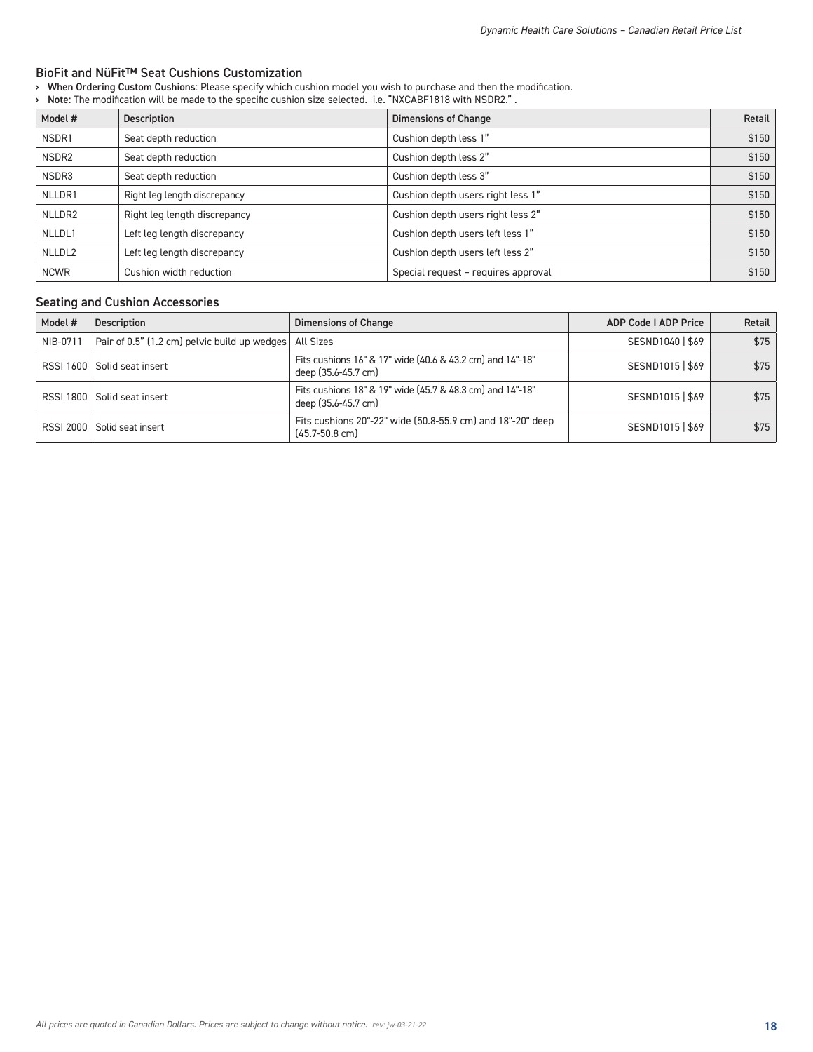## BioFit and NüFit™ Seat Cushions Customization

- › **When Ordering Custom Cushions**: Please specify which cushion model you wish to purchase and then the modification.
- › **Note**: The modification will be made to the specific cushion size selected. i.e. "NXCABF1818 with NSDR2." .

| Model # | Description | Dimensions of Change | Retail |
|---|---|---|---|
| NSDR1 | Seat depth reduction | Cushion depth less 1" | $150 |
| NSDR2 | Seat depth reduction | Cushion depth less 2" | $150 |
| NSDR3 | Seat depth reduction | Cushion depth less 3" | $150 |
| NLLDR1 | Right leg length discrepancy | Cushion depth users right less 1" | $150 |
| NLLDR2 | Right leg length discrepancy | Cushion depth users right less 2" | $150 |
| NLLDL1 | Left leg length discrepancy | Cushion depth users left less 1" | $150 |
| NLLDL2 | Left leg length discrepancy | Cushion depth users left less 2" | $150 |
| NCWR | Cushion width reduction | Special request – requires approval | $150 |

## Seating and Cushion Accessories

| Model # | Description | Dimensions of Change | ADP Code I ADP Price | Retail |
|---|---|---|---|---|
| NIB-0711 | Pair of 0.5" (1.2 cm) pelvic build up wedges | All Sizes | SESND1040 \| $69 | $75 |
| RSSI 1600 | Solid seat insert | Fits cushions 16" & 17" wide (40.6 & 43.2 cm) and 14"-18" deep (35.6-45.7 cm) | SESND1015 \| $69 | $75 |
| RSSI 1800 | Solid seat insert | Fits cushions 18" & 19" wide (45.7 & 48.3 cm) and 14"-18" deep (35.6-45.7 cm) | SESND1015 \| $69 | $75 |
| RSSI 2000 | Solid seat insert | Fits cushions 20"-22" wide (50.8-55.9 cm) and 18"-20" deep (45.7-50.8 cm) | SESND1015 \| $69 | $75 |

*All prices are quoted in Canadian Dollars. Prices are subject to change without notice.* *rev: jw-03-21-22*